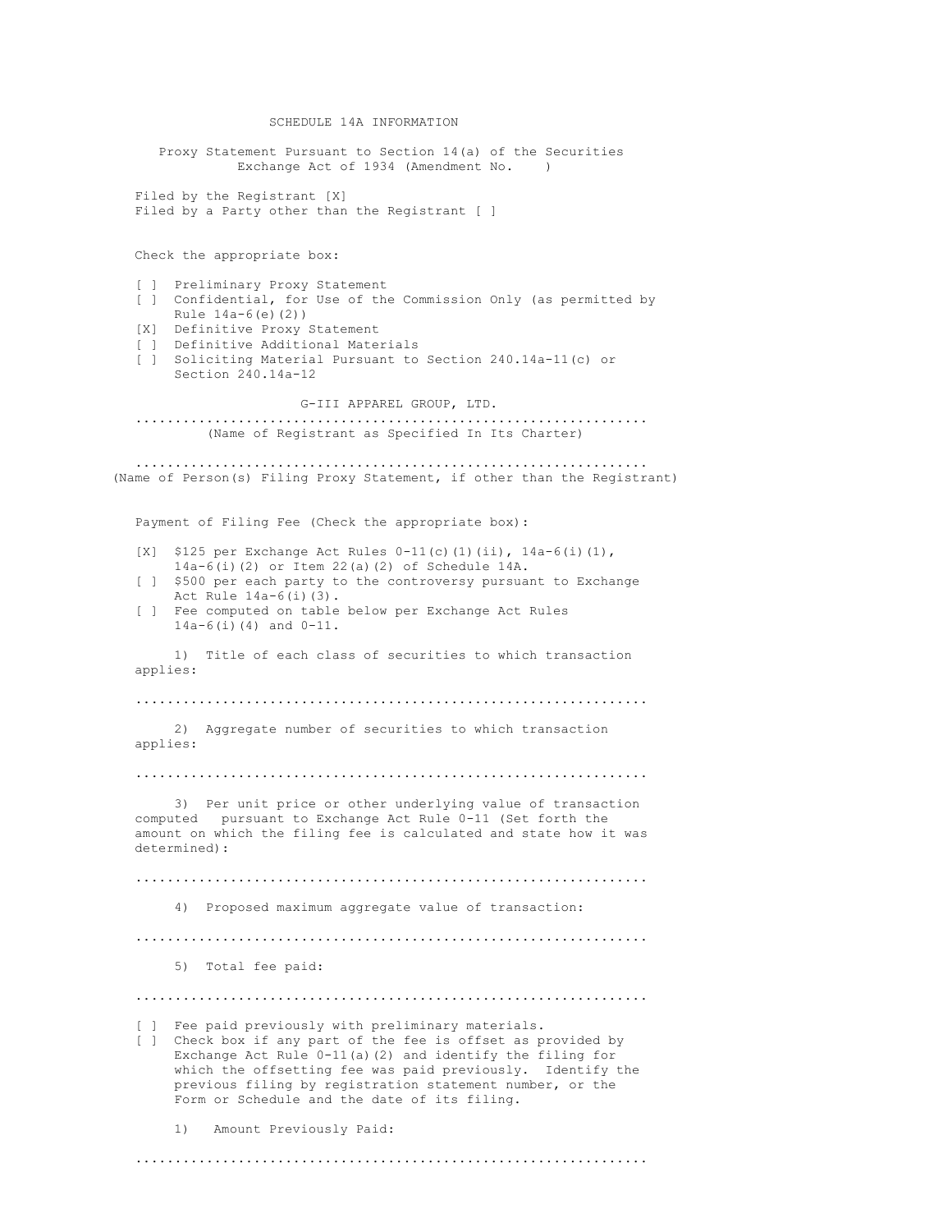# SCHEDULE 14A INFORMATION

Proxy Statement Pursuant to Section 14(a) of the Securities Exchange Act of 1934 (Amendment No. )

Filed by the Registrant [X]
Filed by a Party other than the Registrant [ ]

Check the appropriate box:

[ ] Preliminary Proxy Statement
[ ] Confidential, for Use of the Commission Only (as permitted by Rule 14a-6(e)(2))
[X] Definitive Proxy Statement
[ ] Definitive Additional Materials
[ ] Soliciting Material Pursuant to Section 240.14a-11(c) or Section 240.14a-12

G-III APPAREL GROUP, LTD.

.................................................................
(Name of Registrant as Specified In Its Charter)

.................................................................
(Name of Person(s) Filing Proxy Statement, if other than the Registrant)

Payment of Filing Fee (Check the appropriate box):

[X] $125 per Exchange Act Rules 0-11(c)(1)(ii), 14a-6(i)(1), 14a-6(i)(2) or Item 22(a)(2) of Schedule 14A.
[ ] $500 per each party to the controversy pursuant to Exchange Act Rule 14a-6(i)(3).
[ ] Fee computed on table below per Exchange Act Rules 14a-6(i)(4) and 0-11.

1) Title of each class of securities to which transaction applies:

.................................................................

2) Aggregate number of securities to which transaction applies:

.................................................................

3) Per unit price or other underlying value of transaction computed pursuant to Exchange Act Rule 0-11 (Set forth the amount on which the filing fee is calculated and state how it was determined):

.................................................................

4) Proposed maximum aggregate value of transaction:

.................................................................

5) Total fee paid:

.................................................................

[ ] Fee paid previously with preliminary materials.
[ ] Check box if any part of the fee is offset as provided by Exchange Act Rule 0-11(a)(2) and identify the filing for which the offsetting fee was paid previously. Identify the previous filing by registration statement number, or the Form or Schedule and the date of its filing.

1) Amount Previously Paid:

.................................................................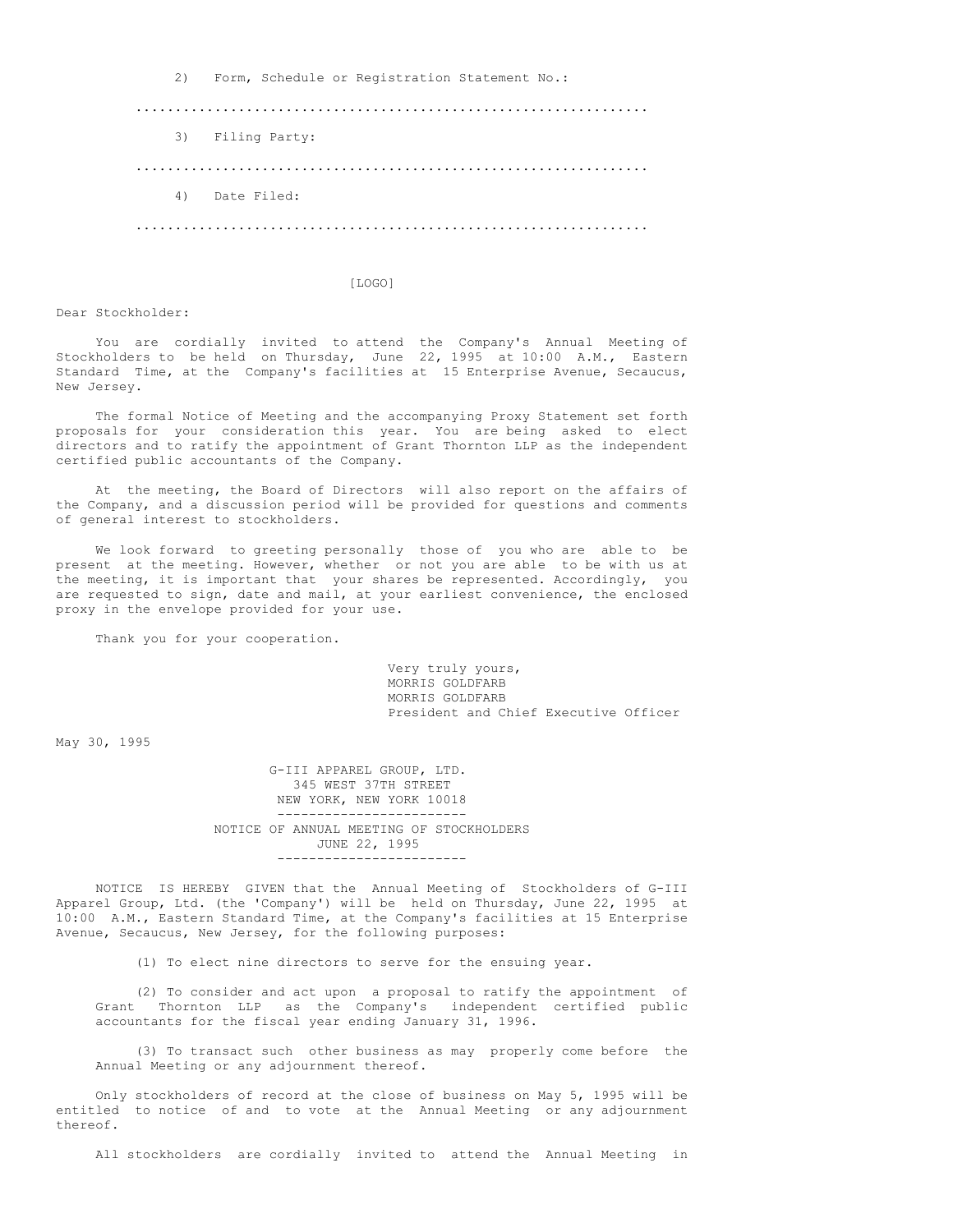2) Form, Schedule or Registration Statement No.:

................................................................

3) Filing Party:

................................................................

4) Date Filed:

................................................................

[LOGO]

Dear Stockholder:

You are cordially invited to attend the Company's Annual Meeting of Stockholders to be held on Thursday, June 22, 1995 at 10:00 A.M., Eastern Standard Time, at the Company's facilities at 15 Enterprise Avenue, Secaucus, New Jersey.

The formal Notice of Meeting and the accompanying Proxy Statement set forth proposals for your consideration this year. You are being asked to elect directors and to ratify the appointment of Grant Thornton LLP as the independent certified public accountants of the Company.

At the meeting, the Board of Directors will also report on the affairs of the Company, and a discussion period will be provided for questions and comments of general interest to stockholders.

We look forward to greeting personally those of you who are able to be present at the meeting. However, whether or not you are able to be with us at the meeting, it is important that your shares be represented. Accordingly, you are requested to sign, date and mail, at your earliest convenience, the enclosed proxy in the envelope provided for your use.

Thank you for your cooperation.

Very truly yours,
MORRIS GOLDFARB
MORRIS GOLDFARB
President and Chief Executive Officer

May 30, 1995

G-III APPAREL GROUP, LTD.
345 WEST 37TH STREET
NEW YORK, NEW YORK 10018

---

NOTICE OF ANNUAL MEETING OF STOCKHOLDERS
JUNE 22, 1995

---

NOTICE IS HEREBY GIVEN that the Annual Meeting of Stockholders of G-III Apparel Group, Ltd. (the 'Company') will be held on Thursday, June 22, 1995 at 10:00 A.M., Eastern Standard Time, at the Company's facilities at 15 Enterprise Avenue, Secaucus, New Jersey, for the following purposes:

(1) To elect nine directors to serve for the ensuing year.

(2) To consider and act upon a proposal to ratify the appointment of Grant Thornton LLP as the Company's independent certified public accountants for the fiscal year ending January 31, 1996.

(3) To transact such other business as may properly come before the Annual Meeting or any adjournment thereof.

Only stockholders of record at the close of business on May 5, 1995 will be entitled to notice of and to vote at the Annual Meeting or any adjournment thereof.

All stockholders are cordially invited to attend the Annual Meeting in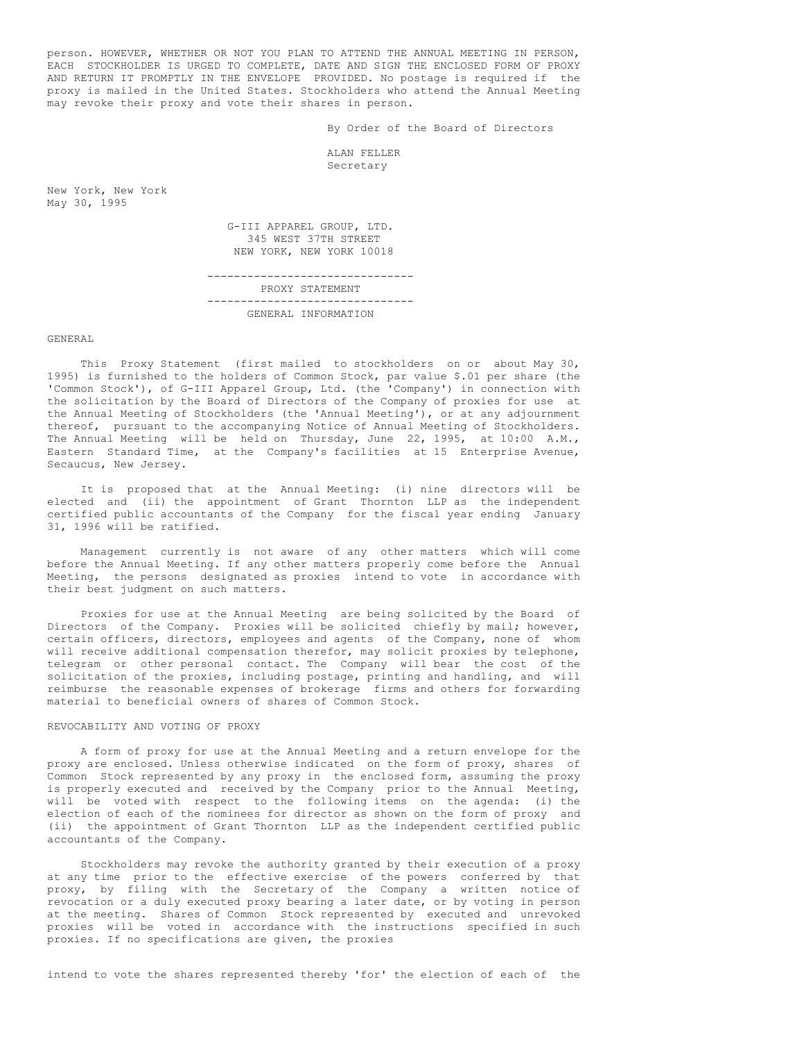person. HOWEVER, WHETHER OR NOT YOU PLAN TO ATTEND THE ANNUAL MEETING IN PERSON, EACH STOCKHOLDER IS URGED TO COMPLETE, DATE AND SIGN THE ENCLOSED FORM OF PROXY AND RETURN IT PROMPTLY IN THE ENVELOPE PROVIDED. No postage is required if the proxy is mailed in the United States. Stockholders who attend the Annual Meeting may revoke their proxy and vote their shares in person.

By Order of the Board of Directors

ALAN FELLER
Secretary

New York, New York
May 30, 1995

G-III APPAREL GROUP, LTD.
345 WEST 37TH STREET
NEW YORK, NEW YORK 10018

---

# PROXY STATEMENT

---

## GENERAL INFORMATION

### GENERAL

This Proxy Statement (first mailed to stockholders on or about May 30, 1995) is furnished to the holders of Common Stock, par value $.01 per share (the 'Common Stock'), of G-III Apparel Group, Ltd. (the 'Company') in connection with the solicitation by the Board of Directors of the Company of proxies for use at the Annual Meeting of Stockholders (the 'Annual Meeting'), or at any adjournment thereof, pursuant to the accompanying Notice of Annual Meeting of Stockholders. The Annual Meeting will be held on Thursday, June 22, 1995, at 10:00 A.M., Eastern Standard Time, at the Company's facilities at 15 Enterprise Avenue, Secaucus, New Jersey.

It is proposed that at the Annual Meeting: (i) nine directors will be elected and (ii) the appointment of Grant Thornton LLP as the independent certified public accountants of the Company for the fiscal year ending January 31, 1996 will be ratified.

Management currently is not aware of any other matters which will come before the Annual Meeting. If any other matters properly come before the Annual Meeting, the persons designated as proxies intend to vote in accordance with their best judgment on such matters.

Proxies for use at the Annual Meeting are being solicited by the Board of Directors of the Company. Proxies will be solicited chiefly by mail; however, certain officers, directors, employees and agents of the Company, none of whom will receive additional compensation therefor, may solicit proxies by telephone, telegram or other personal contact. The Company will bear the cost of the solicitation of the proxies, including postage, printing and handling, and will reimburse the reasonable expenses of brokerage firms and others for forwarding material to beneficial owners of shares of Common Stock.

### REVOCABILITY AND VOTING OF PROXY

A form of proxy for use at the Annual Meeting and a return envelope for the proxy are enclosed. Unless otherwise indicated on the form of proxy, shares of Common Stock represented by any proxy in the enclosed form, assuming the proxy is properly executed and received by the Company prior to the Annual Meeting, will be voted with respect to the following items on the agenda: (i) the election of each of the nominees for director as shown on the form of proxy and (ii) the appointment of Grant Thornton LLP as the independent certified public accountants of the Company.

Stockholders may revoke the authority granted by their execution of a proxy at any time prior to the effective exercise of the powers conferred by that proxy, by filing with the Secretary of the Company a written notice of revocation or a duly executed proxy bearing a later date, or by voting in person at the meeting. Shares of Common Stock represented by executed and unrevoked proxies will be voted in accordance with the instructions specified in such proxies. If no specifications are given, the proxies

intend to vote the shares represented thereby 'for' the election of each of the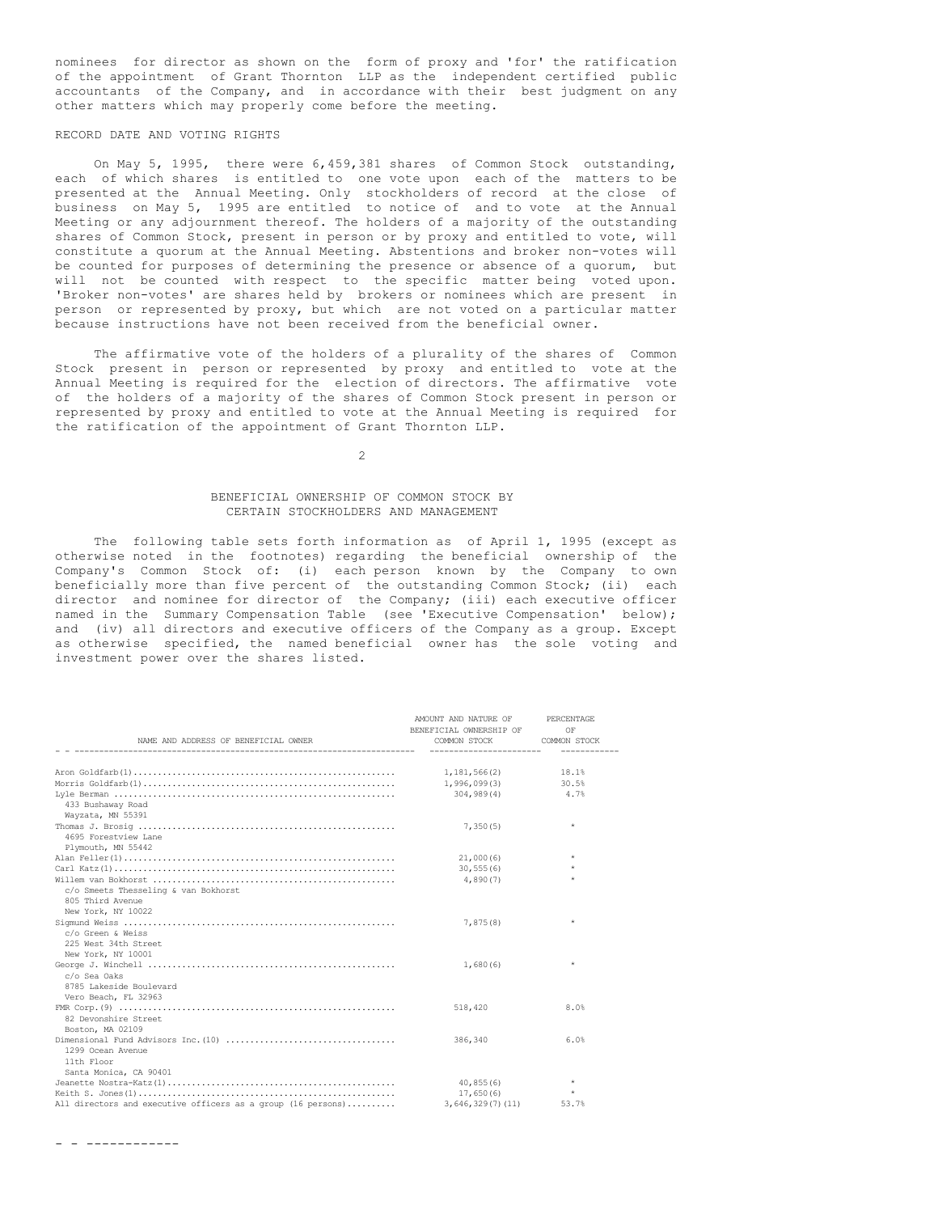nominees for director as shown on the form of proxy and 'for' the ratification of the appointment of Grant Thornton LLP as the independent certified public accountants of the Company, and in accordance with their best judgment on any other matters which may properly come before the meeting.

RECORD DATE AND VOTING RIGHTS

On May 5, 1995, there were 6,459,381 shares of Common Stock outstanding, each of which shares is entitled to one vote upon each of the matters to be presented at the Annual Meeting. Only stockholders of record at the close of business on May 5, 1995 are entitled to notice of and to vote at the Annual Meeting or any adjournment thereof. The holders of a majority of the outstanding shares of Common Stock, present in person or by proxy and entitled to vote, will constitute a quorum at the Annual Meeting. Abstentions and broker non-votes will be counted for purposes of determining the presence or absence of a quorum, but will not be counted with respect to the specific matter being voted upon. 'Broker non-votes' are shares held by brokers or nominees which are present in person or represented by proxy, but which are not voted on a particular matter because instructions have not been received from the beneficial owner.

The affirmative vote of the holders of a plurality of the shares of Common Stock present in person or represented by proxy and entitled to vote at the Annual Meeting is required for the election of directors. The affirmative vote of the holders of a majority of the shares of Common Stock present in person or represented by proxy and entitled to vote at the Annual Meeting is required for the ratification of the appointment of Grant Thornton LLP.

## BENEFICIAL OWNERSHIP OF COMMON STOCK BY CERTAIN STOCKHOLDERS AND MANAGEMENT

The following table sets forth information as of April 1, 1995 (except as otherwise noted in the footnotes) regarding the beneficial ownership of the Company's Common Stock of: (i) each person known by the Company to own beneficially more than five percent of the outstanding Common Stock; (ii) each director and nominee for director of the Company; (iii) each executive officer named in the Summary Compensation Table (see 'Executive Compensation' below); and (iv) all directors and executive officers of the Company as a group. Except as otherwise specified, the named beneficial owner has the sole voting and investment power over the shares listed.

| NAME AND ADDRESS OF BENEFICIAL OWNER | AMOUNT AND NATURE OF BENEFICIAL OWNERSHIP OF COMMON STOCK | PERCENTAGE OF COMMON STOCK |
|---|---|---|
| Aron Goldfarb(1) | 1,181,566(2) | 18.1% |
| Morris Goldfarb(1) | 1,996,099(3) | 30.5% |
| Lyle Berman<br>433 Bushaway Road<br>Wayzata, MN 55391 | 304,989(4) | 4.7% |
| Thomas J. Brosig<br>4695 Forestview Lane<br>Plymouth, MN 55442 | 7,350(5) | * |
| Alan Feller(1) | 21,000(6) | * |
| Carl Katz(1) | 30,555(6) | * |
| Willem van Bokhorst<br>c/o Smeets Thesseling & van Bokhorst<br>805 Third Avenue<br>New York, NY 10022 | 4,890(7) | * |
| Sigmund Weiss<br>c/o Green & Weiss<br>225 West 34th Street<br>New York, NY 10001 | 7,875(8) | * |
| George J. Winchell<br>c/o Sea Oaks<br>8785 Lakeside Boulevard<br>Vero Beach, FL 32963 | 1,680(6) | * |
| FMR Corp.(9)<br>82 Devonshire Street<br>Boston, MA 02109 | 518,420 | 8.0% |
| Dimensional Fund Advisors Inc.(10)<br>1299 Ocean Avenue<br>11th Floor<br>Santa Monica, CA 90401 | 386,340 | 6.0% |
| Jeanette Nostra-Katz(1) | 40,855(6) | * |
| Keith S. Jones(1) | 17,650(6) | * |
| All directors and executive officers as a group (16 persons) | 3,646,329(7)(11) | 53.7% |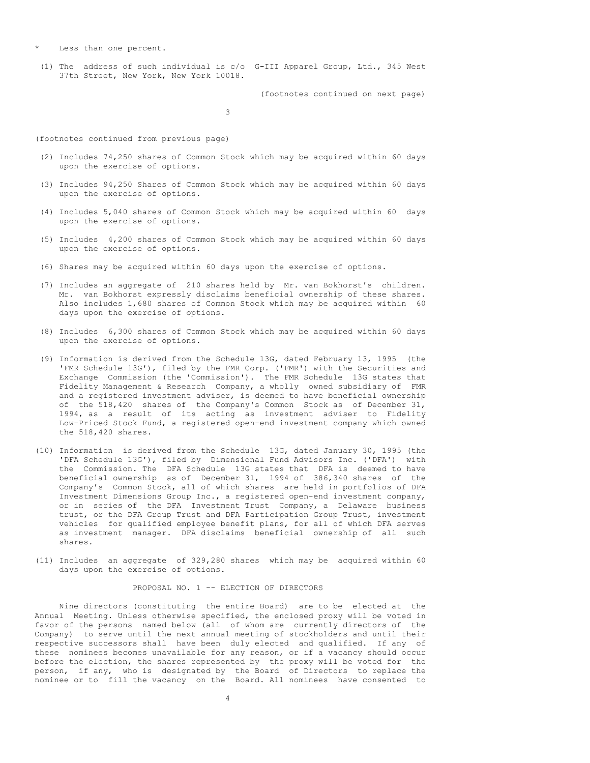\* Less than one percent.

(1) The address of such individual is c/o G-III Apparel Group, Ltd., 345 West 37th Street, New York, New York 10018.

(footnotes continued on next page)

(footnotes continued from previous page)

(2) Includes 74,250 shares of Common Stock which may be acquired within 60 days upon the exercise of options.

(3) Includes 94,250 Shares of Common Stock which may be acquired within 60 days upon the exercise of options.

(4) Includes 5,040 shares of Common Stock which may be acquired within 60 days upon the exercise of options.

(5) Includes 4,200 shares of Common Stock which may be acquired within 60 days upon the exercise of options.

(6) Shares may be acquired within 60 days upon the exercise of options.

(7) Includes an aggregate of 210 shares held by Mr. van Bokhorst's children. Mr. van Bokhorst expressly disclaims beneficial ownership of these shares. Also includes 1,680 shares of Common Stock which may be acquired within 60 days upon the exercise of options.

(8) Includes 6,300 shares of Common Stock which may be acquired within 60 days upon the exercise of options.

(9) Information is derived from the Schedule 13G, dated February 13, 1995 (the 'FMR Schedule 13G'), filed by the FMR Corp. ('FMR') with the Securities and Exchange Commission (the 'Commission'). The FMR Schedule 13G states that Fidelity Management & Research Company, a wholly owned subsidiary of FMR and a registered investment adviser, is deemed to have beneficial ownership of the 518,420 shares of the Company's Common Stock as of December 31, 1994, as a result of its acting as investment adviser to Fidelity Low-Priced Stock Fund, a registered open-end investment company which owned the 518,420 shares.

(10) Information is derived from the Schedule 13G, dated January 30, 1995 (the 'DFA Schedule 13G'), filed by Dimensional Fund Advisors Inc. ('DFA') with the Commission. The DFA Schedule 13G states that DFA is deemed to have beneficial ownership as of December 31, 1994 of 386,340 shares of the Company's Common Stock, all of which shares are held in portfolios of DFA Investment Dimensions Group Inc., a registered open-end investment company, or in series of the DFA Investment Trust Company, a Delaware business trust, or the DFA Group Trust and DFA Participation Group Trust, investment vehicles for qualified employee benefit plans, for all of which DFA serves as investment manager. DFA disclaims beneficial ownership of all such shares.

(11) Includes an aggregate of 329,280 shares which may be acquired within 60 days upon the exercise of options.

## PROPOSAL NO. 1 -- ELECTION OF DIRECTORS

Nine directors (constituting the entire Board) are to be elected at the Annual Meeting. Unless otherwise specified, the enclosed proxy will be voted in favor of the persons named below (all of whom are currently directors of the Company) to serve until the next annual meeting of stockholders and until their respective successors shall have been duly elected and qualified. If any of these nominees becomes unavailable for any reason, or if a vacancy should occur before the election, the shares represented by the proxy will be voted for the person, if any, who is designated by the Board of Directors to replace the nominee or to fill the vacancy on the Board. All nominees have consented to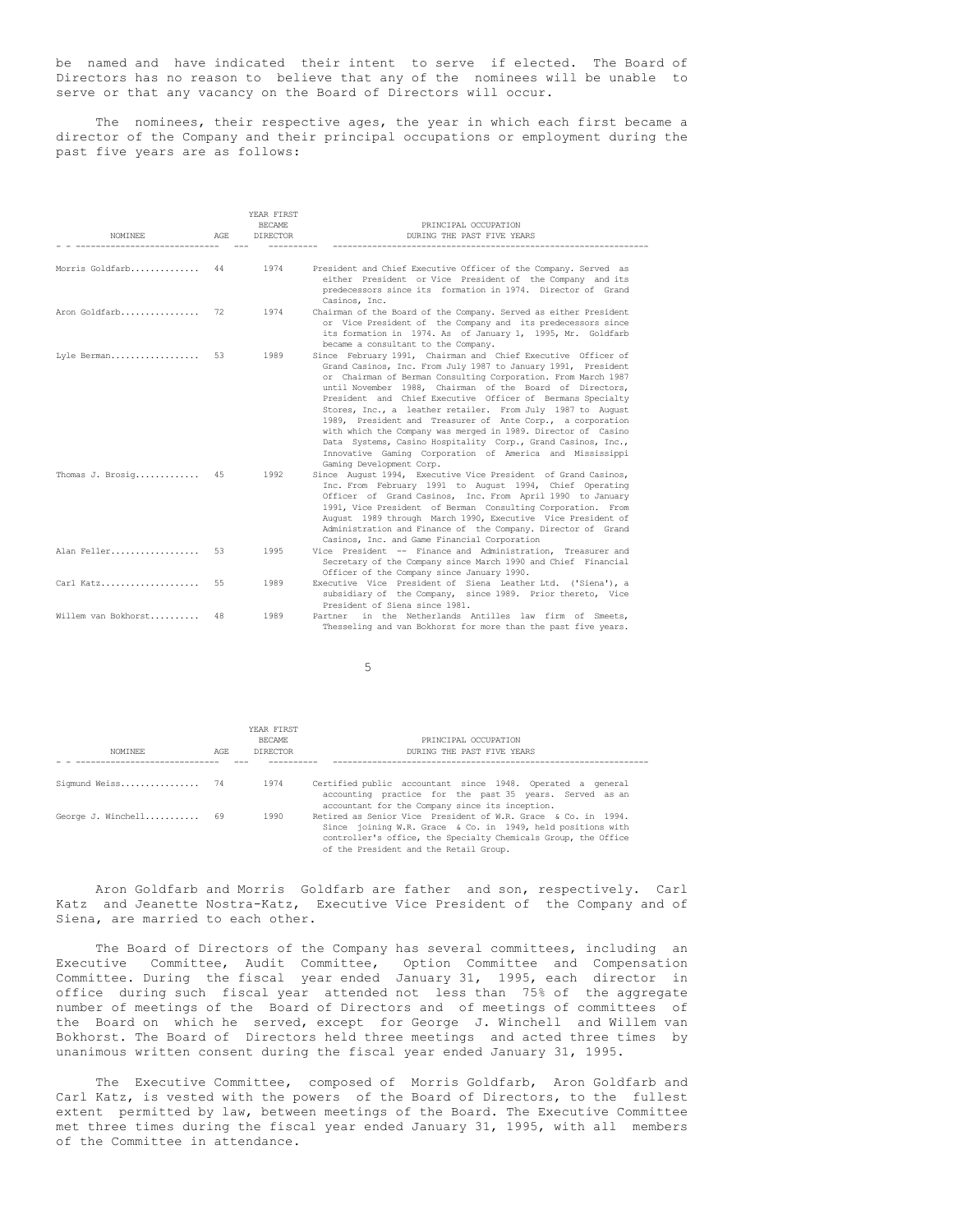be named and have indicated their intent to serve if elected. The Board of Directors has no reason to believe that any of the nominees will be unable to serve or that any vacancy on the Board of Directors will occur.

The nominees, their respective ages, the year in which each first became a director of the Company and their principal occupations or employment during the past five years are as follows:

| NOMINEE | AGE | YEAR FIRST BECAME DIRECTOR | PRINCIPAL OCCUPATION DURING THE PAST FIVE YEARS |
|---|---|---|---|
| Morris Goldfarb | 44 | 1974 | President and Chief Executive Officer of the Company. Served as either President or Vice President of the Company and its predecessors since its formation in 1974. Director of Grand Casinos, Inc. |
| Aron Goldfarb | 72 | 1974 | Chairman of the Board of the Company. Served as either President or Vice President of the Company and its predecessors since its formation in 1974. As of January 1, 1995, Mr. Goldfarb became a consultant to the Company. |
| Lyle Berman | 53 | 1989 | Since February 1991, Chairman and Chief Executive Officer of Grand Casinos, Inc. From July 1987 to January 1991, President or Chairman of Berman Consulting Corporation. From March 1987 until November 1988, Chairman of the Board of Directors, President and Chief Executive Officer of Bermans Specialty Stores, Inc., a leather retailer. From July 1987 to August 1989, President and Treasurer of Ante Corp., a corporation with which the Company was merged in 1989. Director of Casino Data Systems, Casino Hospitality Corp., Grand Casinos, Inc., Innovative Gaming Corporation of America and Mississippi Gaming Development Corp. |
| Thomas J. Brosig | 45 | 1992 | Since August 1994, Executive Vice President of Grand Casinos, Inc. From February 1991 to August 1994, Chief Operating Officer of Grand Casinos, Inc. From April 1990 to January 1991, Vice President of Berman Consulting Corporation. From August 1989 through March 1990, Executive Vice President of Administration and Finance of the Company. Director of Grand Casinos, Inc. and Game Financial Corporation |
| Alan Feller | 53 | 1995 | Vice President -- Finance and Administration, Treasurer and Secretary of the Company since March 1990 and Chief Financial Officer of the Company since January 1990. |
| Carl Katz | 55 | 1989 | Executive Vice President of Siena Leather Ltd. ('Siena'), a subsidiary of the Company, since 1989. Prior thereto, Vice President of Siena since 1981. |
| Willem van Bokhorst | 48 | 1989 | Partner in the Netherlands Antilles law firm of Smeets, Thesseling and van Bokhorst for more than the past five years. |
| Sigmund Weiss | 74 | 1974 | Certified public accountant since 1948. Operated a general accounting practice for the past 35 years. Served as an accountant for the Company since its inception. |
| George J. Winchell | 69 | 1990 | Retired as Senior Vice President of W.R. Grace & Co. in 1994. Since joining W.R. Grace & Co. in 1949, held positions with controller's office, the Specialty Chemicals Group, the Office of the President and the Retail Group. |

Aron Goldfarb and Morris Goldfarb are father and son, respectively. Carl Katz and Jeanette Nostra-Katz, Executive Vice President of the Company and of Siena, are married to each other.

The Board of Directors of the Company has several committees, including an Executive Committee, Audit Committee, Option Committee and Compensation Committee. During the fiscal year ended January 31, 1995, each director in office during such fiscal year attended not less than 75% of the aggregate number of meetings of the Board of Directors and of meetings of committees of the Board on which he served, except for George J. Winchell and Willem van Bokhorst. The Board of Directors held three meetings and acted three times by unanimous written consent during the fiscal year ended January 31, 1995.

The Executive Committee, composed of Morris Goldfarb, Aron Goldfarb and Carl Katz, is vested with the powers of the Board of Directors, to the fullest extent permitted by law, between meetings of the Board. The Executive Committee met three times during the fiscal year ended January 31, 1995, with all members of the Committee in attendance.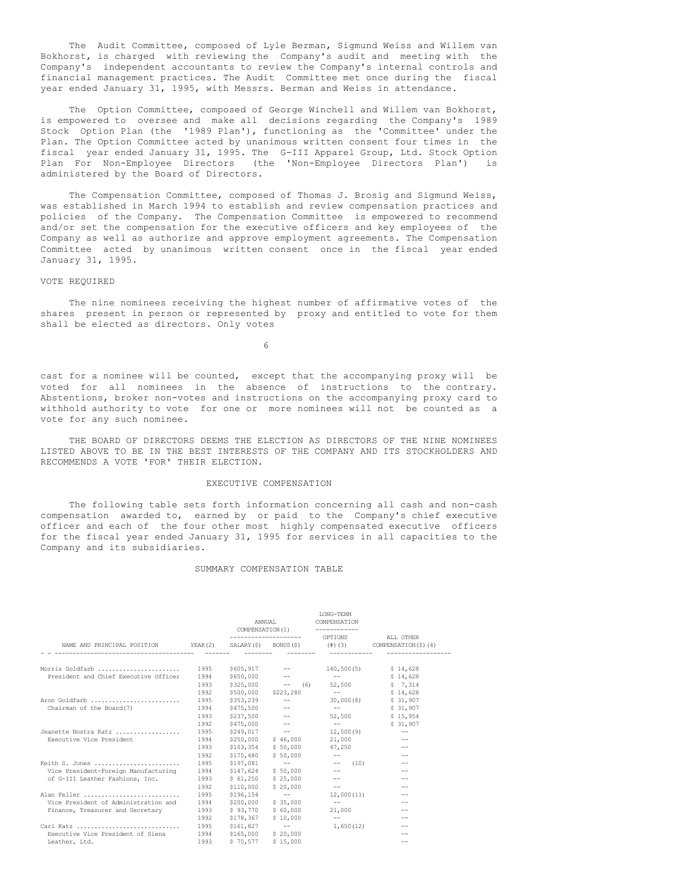The Audit Committee, composed of Lyle Berman, Sigmund Weiss and Willem van Bokhorst, is charged with reviewing the Company's audit and meeting with the Company's independent accountants to review the Company's internal controls and financial management practices. The Audit Committee met once during the fiscal year ended January 31, 1995, with Messrs. Berman and Weiss in attendance.

The Option Committee, composed of George Winchell and Willem van Bokhorst, is empowered to oversee and make all decisions regarding the Company's 1989 Stock Option Plan (the '1989 Plan'), functioning as the 'Committee' under the Plan. The Option Committee acted by unanimous written consent four times in the fiscal year ended January 31, 1995. The G-III Apparel Group, Ltd. Stock Option Plan For Non-Employee Directors (the 'Non-Employee Directors Plan') is administered by the Board of Directors.

The Compensation Committee, composed of Thomas J. Brosig and Sigmund Weiss, was established in March 1994 to establish and review compensation practices and policies of the Company. The Compensation Committee is empowered to recommend and/or set the compensation for the executive officers and key employees of the Company as well as authorize and approve employment agreements. The Compensation Committee acted by unanimous written consent once in the fiscal year ended January 31, 1995.

VOTE REQUIRED

The nine nominees receiving the highest number of affirmative votes of the shares present in person or represented by proxy and entitled to vote for them shall be elected as directors. Only votes cast for a nominee will be counted, except that the accompanying proxy will be voted for all nominees in the absence of instructions to the contrary. Abstentions, broker non-votes and instructions on the accompanying proxy card to withhold authority to vote for one or more nominees will not be counted as a vote for any such nominee.

THE BOARD OF DIRECTORS DEEMS THE ELECTION AS DIRECTORS OF THE NINE NOMINEES LISTED ABOVE TO BE IN THE BEST INTERESTS OF THE COMPANY AND ITS STOCKHOLDERS AND RECOMMENDS A VOTE 'FOR' THEIR ELECTION.

## EXECUTIVE COMPENSATION

The following table sets forth information concerning all cash and non-cash compensation awarded to, earned by or paid to the Company's chief executive officer and each of the four other most highly compensated executive officers for the fiscal year ended January 31, 1995 for services in all capacities to the Company and its subsidiaries.

SUMMARY COMPENSATION TABLE

| | | ANNUAL COMPENSATION(1) | | LONG-TERM COMPENSATION | |
|---|---|---|---|---|---|
| NAME AND PRINCIPAL POSITION | YEAR(2) | SALARY($) | BONUS($) | OPTIONS (#)(3) | ALL OTHER COMPENSATION($)(4) |
| Morris Goldfarb ...................... | 1995 | $605,917 | -- | 140,500(5) | $ 14,628 |
| President and Chief Executive Officer | 1994 | $650,000 | -- | -- | $ 14,628 |
| | 1993 | $325,000 | -- (6) | 52,500 | $ 7,314 |
| | 1992 | $500,000 | $223,280 | -- | $ 14,628 |
| Aron Goldfarb ........................ | 1995 | $353,239 | -- | 30,000(8) | $ 31,907 |
| Chairman of the Board(7) | 1994 | $475,500 | -- | -- | $ 31,907 |
| | 1993 | $237,500 | -- | 52,500 | $ 15,954 |
| | 1992 | $475,000 | -- | -- | $ 31,907 |
| Jeanette Nostra Katz ................. | 1995 | $249,017 | -- | 12,500(9) | -- |
| Executive Vice President | 1994 | $250,000 | $ 46,000 | 21,000 | -- |
| | 1993 | $103,354 | $ 50,000 | 47,250 | -- |
| | 1992 | $175,480 | $ 50,000 | -- | -- |
| Keith S. Jones ....................... | 1995 | $197,081 | -- | -- (10) | -- |
| Vice President-Foreign Manufacturing | 1994 | $147,624 | $ 50,000 | -- | -- |
| of G-III Leather Fashions, Inc. | 1993 | $ 61,250 | $ 25,000 | -- | -- |
| | 1992 | $110,000 | $ 20,000 | -- | -- |
| Alan Feller .......................... | 1995 | $196,154 | -- | 12,000(11) | -- |
| Vice President of Administration and | 1994 | $200,000 | $ 35,000 | -- | -- |
| Finance, Treasurer and Secretary | 1993 | $ 93,770 | $ 60,000 | 21,000 | -- |
| | 1992 | $178,367 | $ 10,000 | -- | -- |
| Carl Katz ............................ | 1995 | $161,827 | -- | 1,650(12) | -- |
| Executive Vice President of Siena | 1994 | $165,000 | $ 20,000 | | -- |
| Leather, Ltd. | 1993 | $ 75,577 | $ 15,000 | | -- |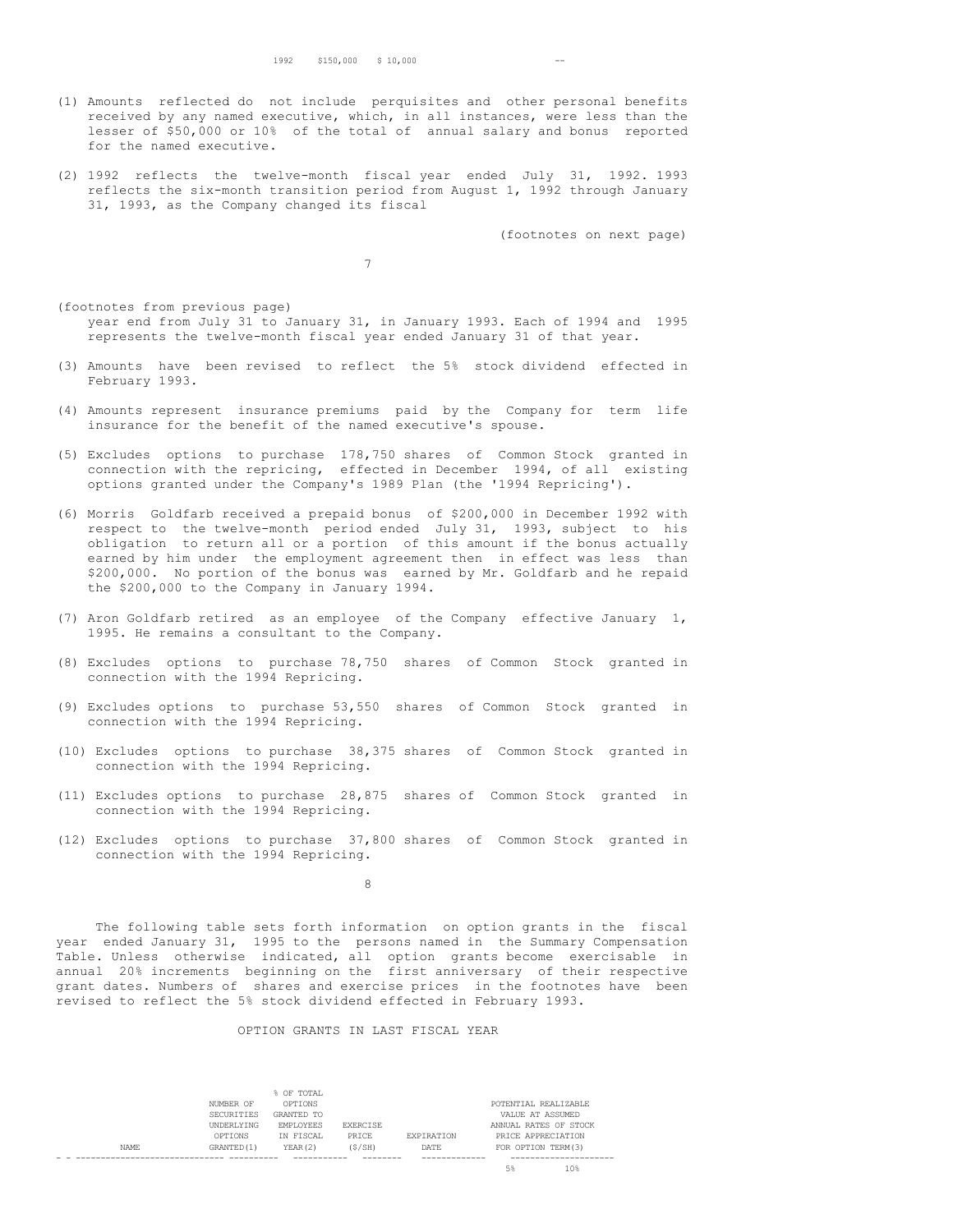| 1992 | $150,000 | $ 10,000 | -- |
|---|---|---|---|

(1) Amounts reflected do not include perquisites and other personal benefits received by any named executive, which, in all instances, were less than the lesser of $50,000 or 10% of the total of annual salary and bonus reported for the named executive.

(2) 1992 reflects the twelve-month fiscal year ended July 31, 1992. 1993 reflects the six-month transition period from August 1, 1992 through January 31, 1993, as the Company changed its fiscal year end from July 31 to January 31, in January 1993. Each of 1994 and 1995 represents the twelve-month fiscal year ended January 31 of that year.

(3) Amounts have been revised to reflect the 5% stock dividend effected in February 1993.

(4) Amounts represent insurance premiums paid by the Company for term life insurance for the benefit of the named executive's spouse.

(5) Excludes options to purchase 178,750 shares of Common Stock granted in connection with the repricing, effected in December 1994, of all existing options granted under the Company's 1989 Plan (the '1994 Repricing').

(6) Morris Goldfarb received a prepaid bonus of $200,000 in December 1992 with respect to the twelve-month period ended July 31, 1993, subject to his obligation to return all or a portion of this amount if the bonus actually earned by him under the employment agreement then in effect was less than $200,000. No portion of the bonus was earned by Mr. Goldfarb and he repaid the $200,000 to the Company in January 1994.

(7) Aron Goldfarb retired as an employee of the Company effective January 1, 1995. He remains a consultant to the Company.

(8) Excludes options to purchase 78,750 shares of Common Stock granted in connection with the 1994 Repricing.

(9) Excludes options to purchase 53,550 shares of Common Stock granted in connection with the 1994 Repricing.

(10) Excludes options to purchase 38,375 shares of Common Stock granted in connection with the 1994 Repricing.

(11) Excludes options to purchase 28,875 shares of Common Stock granted in connection with the 1994 Repricing.

(12) Excludes options to purchase 37,800 shares of Common Stock granted in connection with the 1994 Repricing.

The following table sets forth information on option grants in the fiscal year ended January 31, 1995 to the persons named in the Summary Compensation Table. Unless otherwise indicated, all option grants become exercisable in annual 20% increments beginning on the first anniversary of their respective grant dates. Numbers of shares and exercise prices in the footnotes have been revised to reflect the 5% stock dividend effected in February 1993.

OPTION GRANTS IN LAST FISCAL YEAR

| NAME | NUMBER OF SECURITIES UNDERLYING OPTIONS GRANTED(1) | % OF TOTAL OPTIONS GRANTED TO EMPLOYEES IN FISCAL YEAR(2) | EXERCISE PRICE ($/SH) | EXPIRATION DATE | POTENTIAL REALIZABLE VALUE AT ASSUMED ANNUAL RATES OF STOCK PRICE APPRECIATION FOR OPTION TERM(3) | |
|---|---|---|---|---|---|---|
| | | | | | 5% | 10% |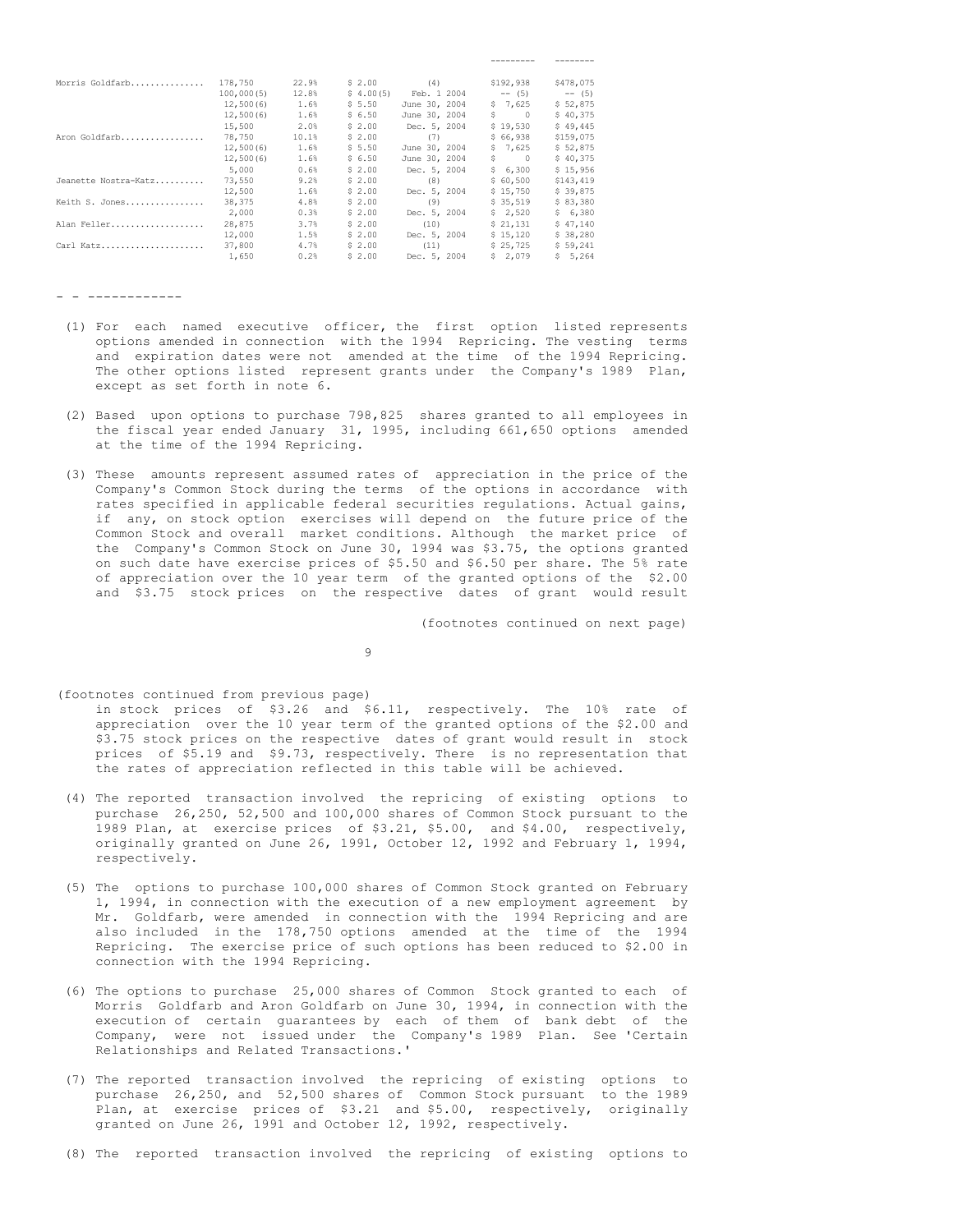| | | | | | | |
|---|---|---|---|---|---|---|
| Morris Goldfarb | 178,750 | 22.9% | $ 2.00 | (4) | $192,938 | $478,075 |
| | 100,000(5) | 12.8% | $ 4.00(5) | Feb. 1 2004 | -- (5) | -- (5) |
| | 12,500(6) | 1.6% | $ 5.50 | June 30, 2004 | $ 7,625 | $ 52,875 |
| | 12,500(6) | 1.6% | $ 6.50 | June 30, 2004 | $ 0 | $ 40,375 |
| | 15,500 | 2.0% | $ 2.00 | Dec. 5, 2004 | $ 19,530 | $ 49,445 |
| Aron Goldfarb | 78,750 | 10.1% | $ 2.00 | (7) | $ 66,938 | $159,075 |
| | 12,500(6) | 1.6% | $ 5.50 | June 30, 2004 | $ 7,625 | $ 52,875 |
| | 12,500(6) | 1.6% | $ 6.50 | June 30, 2004 | $ 0 | $ 40,375 |
| | 5,000 | 0.6% | $ 2.00 | Dec. 5, 2004 | $ 6,300 | $ 15,956 |
| Jeanette Nostra-Katz | 73,550 | 9.2% | $ 2.00 | (8) | $ 60,500 | $143,419 |
| | 12,500 | 1.6% | $ 2.00 | Dec. 5, 2004 | $ 15,750 | $ 39,875 |
| Keith S. Jones | 38,375 | 4.8% | $ 2.00 | (9) | $ 35,519 | $ 83,380 |
| | 2,000 | 0.3% | $ 2.00 | Dec. 5, 2004 | $ 2,520 | $ 6,380 |
| Alan Feller | 28,875 | 3.7% | $ 2.00 | (10) | $ 21,131 | $ 47,140 |
| | 12,000 | 1.5% | $ 2.00 | Dec. 5, 2004 | $ 15,120 | $ 38,280 |
| Carl Katz | 37,800 | 4.7% | $ 2.00 | (11) | $ 25,725 | $ 59,241 |
| | 1,650 | 0.2% | $ 2.00 | Dec. 5, 2004 | $ 2,079 | $ 5,264 |

- - ------------

(1) For each named executive officer, the first option listed represents options amended in connection with the 1994 Repricing. The vesting terms and expiration dates were not amended at the time of the 1994 Repricing. The other options listed represent grants under the Company's 1989 Plan, except as set forth in note 6.

(2) Based upon options to purchase 798,825 shares granted to all employees in the fiscal year ended January 31, 1995, including 661,650 options amended at the time of the 1994 Repricing.

(3) These amounts represent assumed rates of appreciation in the price of the Company's Common Stock during the terms of the options in accordance with rates specified in applicable federal securities regulations. Actual gains, if any, on stock option exercises will depend on the future price of the Common Stock and overall market conditions. Although the market price of the Company's Common Stock on June 30, 1994 was $3.75, the options granted on such date have exercise prices of $5.50 and $6.50 per share. The 5% rate of appreciation over the 10 year term of the granted options of the $2.00 and $3.75 stock prices on the respective dates of grant would result in stock prices of $3.26 and $6.11, respectively. The 10% rate of appreciation over the 10 year term of the granted options of the $2.00 and $3.75 stock prices on the respective dates of grant would result in stock prices of $5.19 and $9.73, respectively. There is no representation that the rates of appreciation reflected in this table will be achieved.

(4) The reported transaction involved the repricing of existing options to purchase 26,250, 52,500 and 100,000 shares of Common Stock pursuant to the 1989 Plan, at exercise prices of $3.21, $5.00, and $4.00, respectively, originally granted on June 26, 1991, October 12, 1992 and February 1, 1994, respectively.

(5) The options to purchase 100,000 shares of Common Stock granted on February 1, 1994, in connection with the execution of a new employment agreement by Mr. Goldfarb, were amended in connection with the 1994 Repricing and are also included in the 178,750 options amended at the time of the 1994 Repricing. The exercise price of such options has been reduced to $2.00 in connection with the 1994 Repricing.

(6) The options to purchase 25,000 shares of Common Stock granted to each of Morris Goldfarb and Aron Goldfarb on June 30, 1994, in connection with the execution of certain guarantees by each of them of bank debt of the Company, were not issued under the Company's 1989 Plan. See 'Certain Relationships and Related Transactions.'

(7) The reported transaction involved the repricing of existing options to purchase 26,250, and 52,500 shares of Common Stock pursuant to the 1989 Plan, at exercise prices of $3.21 and $5.00, respectively, originally granted on June 26, 1991 and October 12, 1992, respectively.

(8) The reported transaction involved the repricing of existing options to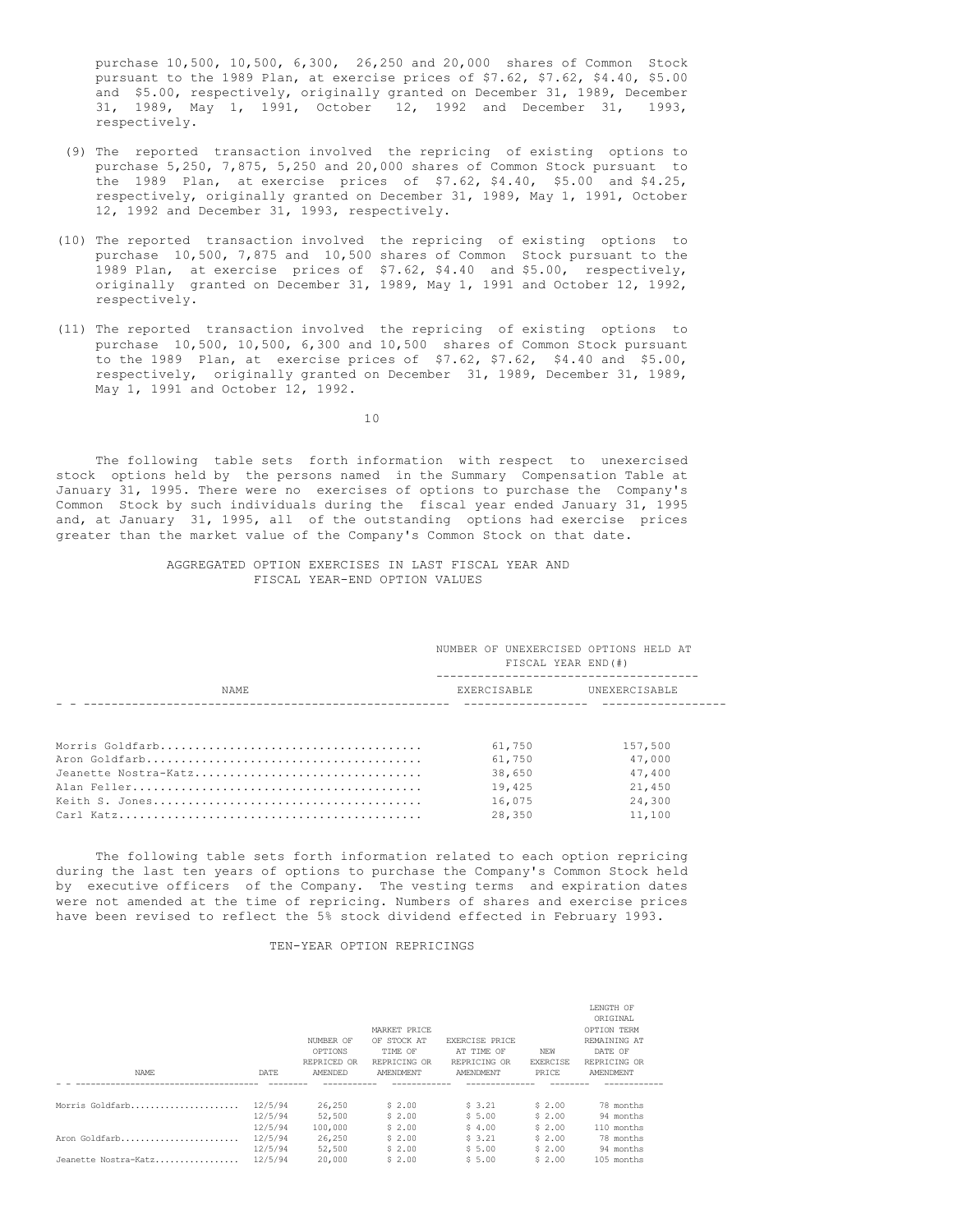purchase 10,500, 10,500, 6,300, 26,250 and 20,000 shares of Common Stock pursuant to the 1989 Plan, at exercise prices of $7.62, $7.62, $4.40, $5.00 and $5.00, respectively, originally granted on December 31, 1989, December 31, 1989, May 1, 1991, October 12, 1992 and December 31, 1993, respectively.

(9) The reported transaction involved the repricing of existing options to purchase 5,250, 7,875, 5,250 and 20,000 shares of Common Stock pursuant to the 1989 Plan, at exercise prices of $7.62, $4.40, $5.00 and $4.25, respectively, originally granted on December 31, 1989, May 1, 1991, October 12, 1992 and December 31, 1993, respectively.

(10) The reported transaction involved the repricing of existing options to purchase 10,500, 7,875 and 10,500 shares of Common Stock pursuant to the 1989 Plan, at exercise prices of $7.62, $4.40 and $5.00, respectively, originally granted on December 31, 1989, May 1, 1991 and October 12, 1992, respectively.

(11) The reported transaction involved the repricing of existing options to purchase 10,500, 10,500, 6,300 and 10,500 shares of Common Stock pursuant to the 1989 Plan, at exercise prices of $7.62, $7.62, $4.40 and $5.00, respectively, originally granted on December 31, 1989, December 31, 1989, May 1, 1991 and October 12, 1992.

The following table sets forth information with respect to unexercised stock options held by the persons named in the Summary Compensation Table at January 31, 1995. There were no exercises of options to purchase the Company's Common Stock by such individuals during the fiscal year ended January 31, 1995 and, at January 31, 1995, all of the outstanding options had exercise prices greater than the market value of the Company's Common Stock on that date.

AGGREGATED OPTION EXERCISES IN LAST FISCAL YEAR AND FISCAL YEAR-END OPTION VALUES

| NAME | NUMBER OF UNEXERCISED OPTIONS HELD AT FISCAL YEAR END(#) | |
|---|---|---|
| | EXERCISABLE | UNEXERCISABLE |
| Morris Goldfarb | 61,750 | 157,500 |
| Aron Goldfarb | 61,750 | 47,000 |
| Jeanette Nostra-Katz | 38,650 | 47,400 |
| Alan Feller | 19,425 | 21,450 |
| Keith S. Jones | 16,075 | 24,300 |
| Carl Katz | 28,350 | 11,100 |

The following table sets forth information related to each option repricing during the last ten years of options to purchase the Company's Common Stock held by executive officers of the Company. The vesting terms and expiration dates were not amended at the time of repricing. Numbers of shares and exercise prices have been revised to reflect the 5% stock dividend effected in February 1993.

TEN-YEAR OPTION REPRICINGS

| NAME | DATE | NUMBER OF OPTIONS REPRICED OR AMENDED | MARKET PRICE OF STOCK AT TIME OF REPRICING OR AMENDMENT | EXERCISE PRICE AT TIME OF REPRICING OR AMENDMENT | NEW EXERCISE PRICE | LENGTH OF ORIGINAL OPTION TERM REMAINING AT DATE OF REPRICING OR AMENDMENT |
|---|---|---|---|---|---|---|
| Morris Goldfarb | 12/5/94 | 26,250 | $ 2.00 | $ 3.21 | $ 2.00 | 78 months |
| | 12/5/94 | 52,500 | $ 2.00 | $ 5.00 | $ 2.00 | 94 months |
| | 12/5/94 | 100,000 | $ 2.00 | $ 4.00 | $ 2.00 | 110 months |
| Aron Goldfarb | 12/5/94 | 26,250 | $ 2.00 | $ 3.21 | $ 2.00 | 78 months |
| | 12/5/94 | 52,500 | $ 2.00 | $ 5.00 | $ 2.00 | 94 months |
| Jeanette Nostra-Katz | 12/5/94 | 20,000 | $ 2.00 | $ 5.00 | $ 2.00 | 105 months |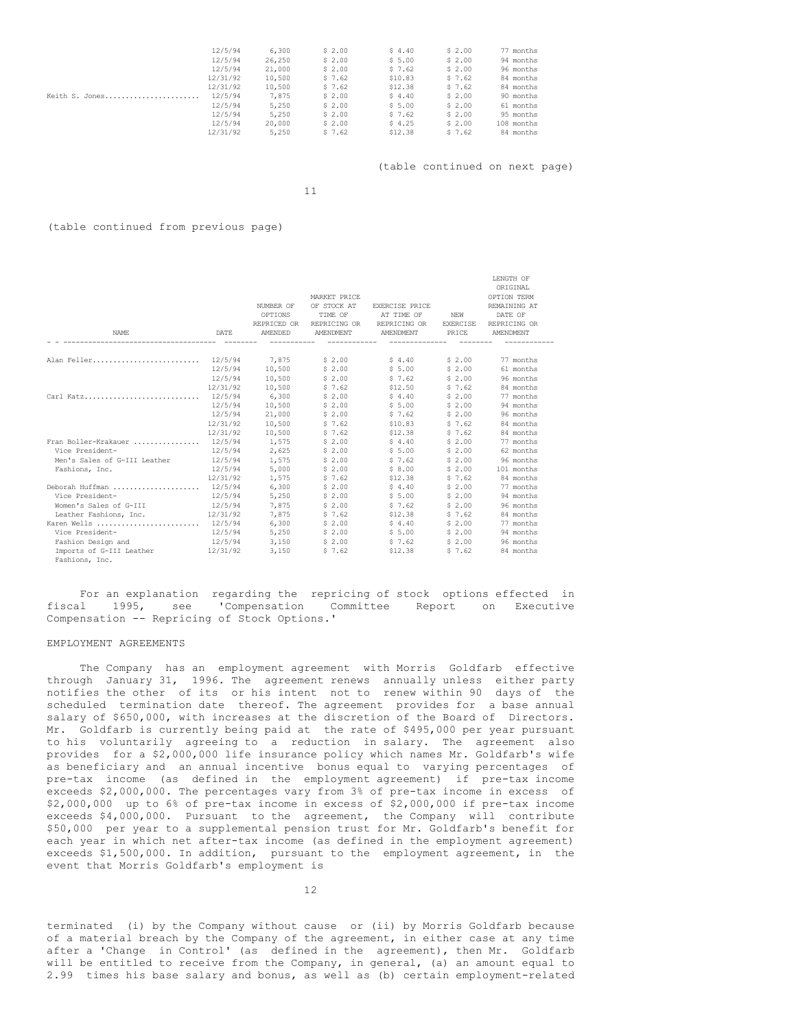| NAME | DATE | NUMBER OF OPTIONS REPRICED OR AMENDED | MARKET PRICE OF STOCK AT TIME OF REPRICING OR AMENDMENT | EXERCISE PRICE AT TIME OF REPRICING OR AMENDMENT | NEW EXERCISE PRICE | LENGTH OF ORIGINAL OPTION TERM REMAINING AT DATE OF REPRICING OR AMENDMENT |
|---|---|---|---|---|---|---|
| | 12/5/94 | 6,300 | $ 2.00 | $ 4.40 | $ 2.00 | 77 months |
| | 12/5/94 | 26,250 | $ 2.00 | $ 5.00 | $ 2.00 | 94 months |
| | 12/5/94 | 21,000 | $ 2.00 | $ 7.62 | $ 2.00 | 96 months |
| | 12/31/92 | 10,500 | $ 7.62 | $10.83 | $ 7.62 | 84 months |
| | 12/31/92 | 10,500 | $ 7.62 | $12.38 | $ 7.62 | 84 months |
| Keith S. Jones...................... | 12/5/94 | 7,875 | $ 2.00 | $ 4.40 | $ 2.00 | 90 months |
| | 12/5/94 | 5,250 | $ 2.00 | $ 5.00 | $ 2.00 | 61 months |
| | 12/5/94 | 5,250 | $ 2.00 | $ 7.62 | $ 2.00 | 95 months |
| | 12/5/94 | 20,000 | $ 2.00 | $ 4.25 | $ 2.00 | 108 months |
| | 12/31/92 | 5,250 | $ 7.62 | $12.38 | $ 7.62 | 84 months |
| Alan Feller.......................... | 12/5/94 | 7,875 | $ 2.00 | $ 4.40 | $ 2.00 | 77 months |
| | 12/5/94 | 10,500 | $ 2.00 | $ 5.00 | $ 2.00 | 61 months |
| | 12/5/94 | 10,500 | $ 2.00 | $ 7.62 | $ 2.00 | 96 months |
| | 12/31/92 | 10,500 | $ 7.62 | $12.50 | $ 7.62 | 84 months |
| Carl Katz........................... | 12/5/94 | 6,300 | $ 2.00 | $ 4.40 | $ 2.00 | 77 months |
| | 12/5/94 | 10,500 | $ 2.00 | $ 5.00 | $ 2.00 | 94 months |
| | 12/5/94 | 21,000 | $ 2.00 | $ 7.62 | $ 2.00 | 96 months |
| | 12/31/92 | 10,500 | $ 7.62 | $10.83 | $ 7.62 | 84 months |
| | 12/31/92 | 10,500 | $ 7.62 | $12.38 | $ 7.62 | 84 months |
| Fran Boller-Krakauer ................ | 12/5/94 | 1,575 | $ 2.00 | $ 4.40 | $ 2.00 | 77 months |
| Vice President- | 12/5/94 | 2,625 | $ 2.00 | $ 5.00 | $ 2.00 | 62 months |
| Men's Sales of G-III Leather | 12/5/94 | 1,575 | $ 2.00 | $ 7.62 | $ 2.00 | 96 months |
| Fashions, Inc. | 12/5/94 | 5,000 | $ 2.00 | $ 8.00 | $ 2.00 | 101 months |
| | 12/31/92 | 1,575 | $ 7.62 | $12.38 | $ 7.62 | 84 months |
| Deborah Huffman ..................... | 12/5/94 | 6,300 | $ 2.00 | $ 4.40 | $ 2.00 | 77 months |
| Vice President- | 12/5/94 | 5,250 | $ 2.00 | $ 5.00 | $ 2.00 | 94 months |
| Women's Sales of G-III | 12/5/94 | 7,875 | $ 2.00 | $ 7.62 | $ 2.00 | 96 months |
| Leather Fashions, Inc. | 12/31/92 | 7,875 | $ 7.62 | $12.38 | $ 7.62 | 84 months |
| Karen Wells ......................... | 12/5/94 | 6,300 | $ 2.00 | $ 4.40 | $ 2.00 | 77 months |
| Vice President- | 12/5/94 | 5,250 | $ 2.00 | $ 5.00 | $ 2.00 | 94 months |
| Fashion Design and | 12/5/94 | 3,150 | $ 2.00 | $ 7.62 | $ 2.00 | 96 months |
| Imports of G-III Leather Fashions, Inc. | 12/31/92 | 3,150 | $ 7.62 | $12.38 | $ 7.62 | 84 months |

For an explanation regarding the repricing of stock options effected in fiscal 1995, see 'Compensation Committee Report on Executive Compensation -- Repricing of Stock Options.'

## EMPLOYMENT AGREEMENTS

The Company has an employment agreement with Morris Goldfarb effective through January 31, 1996. The agreement renews annually unless either party notifies the other of its or his intent not to renew within 90 days of the scheduled termination date thereof. The agreement provides for a base annual salary of $650,000, with increases at the discretion of the Board of Directors. Mr. Goldfarb is currently being paid at the rate of $495,000 per year pursuant to his voluntarily agreeing to a reduction in salary. The agreement also provides for a $2,000,000 life insurance policy which names Mr. Goldfarb's wife as beneficiary and an annual incentive bonus equal to varying percentages of pre-tax income (as defined in the employment agreement) if pre-tax income exceeds $2,000,000. The percentages vary from 3% of pre-tax income in excess of $2,000,000 up to 6% of pre-tax income in excess of $2,000,000 if pre-tax income exceeds $4,000,000. Pursuant to the agreement, the Company will contribute $50,000 per year to a supplemental pension trust for Mr. Goldfarb's benefit for each year in which net after-tax income (as defined in the employment agreement) exceeds $1,500,000. In addition, pursuant to the employment agreement, in the event that Morris Goldfarb's employment is terminated (i) by the Company without cause or (ii) by Morris Goldfarb because of a material breach by the Company of the agreement, in either case at any time after a 'Change in Control' (as defined in the agreement), then Mr. Goldfarb will be entitled to receive from the Company, in general, (a) an amount equal to 2.99 times his base salary and bonus, as well as (b) certain employment-related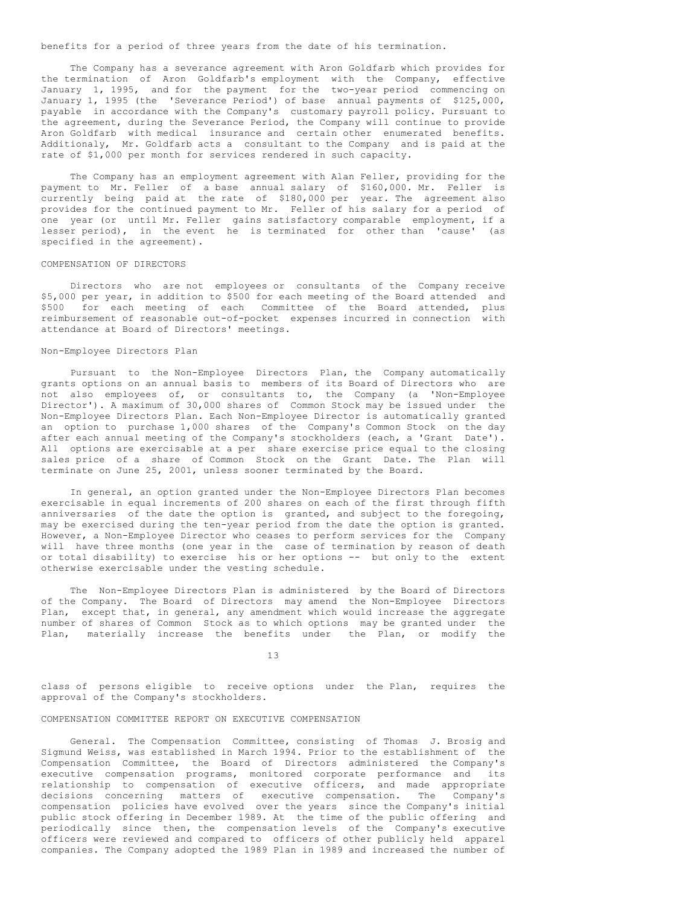benefits for a period of three years from the date of his termination.

The Company has a severance agreement with Aron Goldfarb which provides for the termination of Aron Goldfarb's employment with the Company, effective January 1, 1995, and for the payment for the two-year period commencing on January 1, 1995 (the 'Severance Period') of base annual payments of $125,000, payable in accordance with the Company's customary payroll policy. Pursuant to the agreement, during the Severance Period, the Company will continue to provide Aron Goldfarb with medical insurance and certain other enumerated benefits. Additionaly, Mr. Goldfarb acts a consultant to the Company and is paid at the rate of $1,000 per month for services rendered in such capacity.

The Company has an employment agreement with Alan Feller, providing for the payment to Mr. Feller of a base annual salary of $160,000. Mr. Feller is currently being paid at the rate of $180,000 per year. The agreement also provides for the continued payment to Mr. Feller of his salary for a period of one year (or until Mr. Feller gains satisfactory comparable employment, if a lesser period), in the event he is terminated for other than 'cause' (as specified in the agreement).

## COMPENSATION OF DIRECTORS

Directors who are not employees or consultants of the Company receive $5,000 per year, in addition to $500 for each meeting of the Board attended and $500 for each meeting of each Committee of the Board attended, plus reimbursement of reasonable out-of-pocket expenses incurred in connection with attendance at Board of Directors' meetings.

### Non-Employee Directors Plan

Pursuant to the Non-Employee Directors Plan, the Company automatically grants options on an annual basis to members of its Board of Directors who are not also employees of, or consultants to, the Company (a 'Non-Employee Director'). A maximum of 30,000 shares of Common Stock may be issued under the Non-Employee Directors Plan. Each Non-Employee Director is automatically granted an option to purchase 1,000 shares of the Company's Common Stock on the day after each annual meeting of the Company's stockholders (each, a 'Grant Date'). All options are exercisable at a per share exercise price equal to the closing sales price of a share of Common Stock on the Grant Date. The Plan will terminate on June 25, 2001, unless sooner terminated by the Board.

In general, an option granted under the Non-Employee Directors Plan becomes exercisable in equal increments of 200 shares on each of the first through fifth anniversaries of the date the option is granted, and subject to the foregoing, may be exercised during the ten-year period from the date the option is granted. However, a Non-Employee Director who ceases to perform services for the Company will have three months (one year in the case of termination by reason of death or total disability) to exercise his or her options -- but only to the extent otherwise exercisable under the vesting schedule.

The Non-Employee Directors Plan is administered by the Board of Directors of the Company. The Board of Directors may amend the Non-Employee Directors Plan, except that, in general, any amendment which would increase the aggregate number of shares of Common Stock as to which options may be granted under the Plan, materially increase the benefits under the Plan, or modify the class of persons eligible to receive options under the Plan, requires the approval of the Company's stockholders.

## COMPENSATION COMMITTEE REPORT ON EXECUTIVE COMPENSATION

General. The Compensation Committee, consisting of Thomas J. Brosig and Sigmund Weiss, was established in March 1994. Prior to the establishment of the Compensation Committee, the Board of Directors administered the Company's executive compensation programs, monitored corporate performance and its relationship to compensation of executive officers, and made appropriate decisions concerning matters of executive compensation. The Company's compensation policies have evolved over the years since the Company's initial public stock offering in December 1989. At the time of the public offering and periodically since then, the compensation levels of the Company's executive officers were reviewed and compared to officers of other publicly held apparel companies. The Company adopted the 1989 Plan in 1989 and increased the number of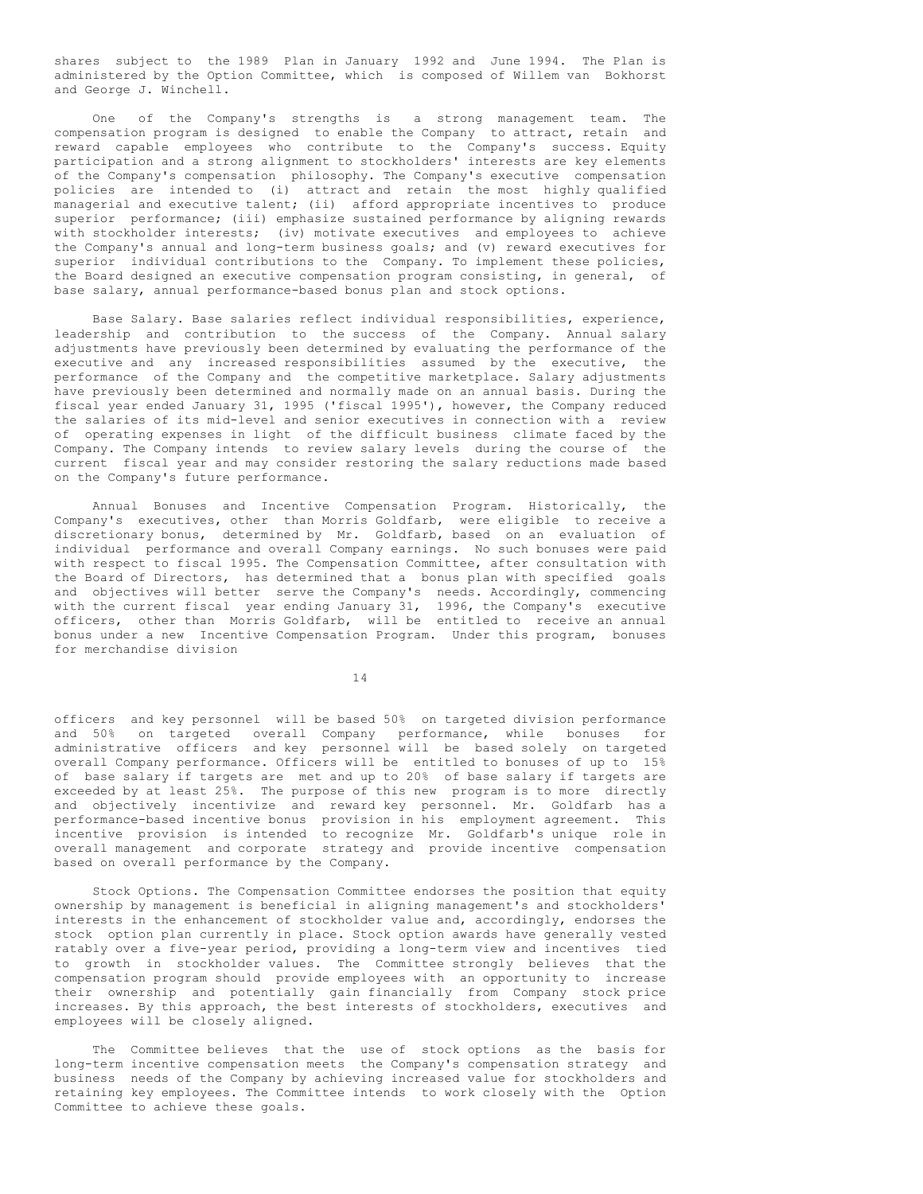shares subject to the 1989 Plan in January 1992 and June 1994. The Plan is administered by the Option Committee, which is composed of Willem van Bokhorst and George J. Winchell.

One of the Company's strengths is a strong management team. The compensation program is designed to enable the Company to attract, retain and reward capable employees who contribute to the Company's success. Equity participation and a strong alignment to stockholders' interests are key elements of the Company's compensation philosophy. The Company's executive compensation policies are intended to (i) attract and retain the most highly qualified managerial and executive talent; (ii) afford appropriate incentives to produce superior performance; (iii) emphasize sustained performance by aligning rewards with stockholder interests; (iv) motivate executives and employees to achieve the Company's annual and long-term business goals; and (v) reward executives for superior individual contributions to the Company. To implement these policies, the Board designed an executive compensation program consisting, in general, of base salary, annual performance-based bonus plan and stock options.

Base Salary. Base salaries reflect individual responsibilities, experience, leadership and contribution to the success of the Company. Annual salary adjustments have previously been determined by evaluating the performance of the executive and any increased responsibilities assumed by the executive, the performance of the Company and the competitive marketplace. Salary adjustments have previously been determined and normally made on an annual basis. During the fiscal year ended January 31, 1995 ('fiscal 1995'), however, the Company reduced the salaries of its mid-level and senior executives in connection with a review of operating expenses in light of the difficult business climate faced by the Company. The Company intends to review salary levels during the course of the current fiscal year and may consider restoring the salary reductions made based on the Company's future performance.

Annual Bonuses and Incentive Compensation Program. Historically, the Company's executives, other than Morris Goldfarb, were eligible to receive a discretionary bonus, determined by Mr. Goldfarb, based on an evaluation of individual performance and overall Company earnings. No such bonuses were paid with respect to fiscal 1995. The Compensation Committee, after consultation with the Board of Directors, has determined that a bonus plan with specified goals and objectives will better serve the Company's needs. Accordingly, commencing with the current fiscal year ending January 31, 1996, the Company's executive officers, other than Morris Goldfarb, will be entitled to receive an annual bonus under a new Incentive Compensation Program. Under this program, bonuses for merchandise division officers and key personnel will be based 50% on targeted division performance and 50% on targeted overall Company performance, while bonuses for administrative officers and key personnel will be based solely on targeted overall Company performance. Officers will be entitled to bonuses of up to 15% of base salary if targets are met and up to 20% of base salary if targets are exceeded by at least 25%. The purpose of this new program is to more directly and objectively incentivize and reward key personnel. Mr. Goldfarb has a performance-based incentive bonus provision in his employment agreement. This incentive provision is intended to recognize Mr. Goldfarb's unique role in overall management and corporate strategy and provide incentive compensation based on overall performance by the Company.

Stock Options. The Compensation Committee endorses the position that equity ownership by management is beneficial in aligning management's and stockholders' interests in the enhancement of stockholder value and, accordingly, endorses the stock option plan currently in place. Stock option awards have generally vested ratably over a five-year period, providing a long-term view and incentives tied to growth in stockholder values. The Committee strongly believes that the compensation program should provide employees with an opportunity to increase their ownership and potentially gain financially from Company stock price increases. By this approach, the best interests of stockholders, executives and employees will be closely aligned.

The Committee believes that the use of stock options as the basis for long-term incentive compensation meets the Company's compensation strategy and business needs of the Company by achieving increased value for stockholders and retaining key employees. The Committee intends to work closely with the Option Committee to achieve these goals.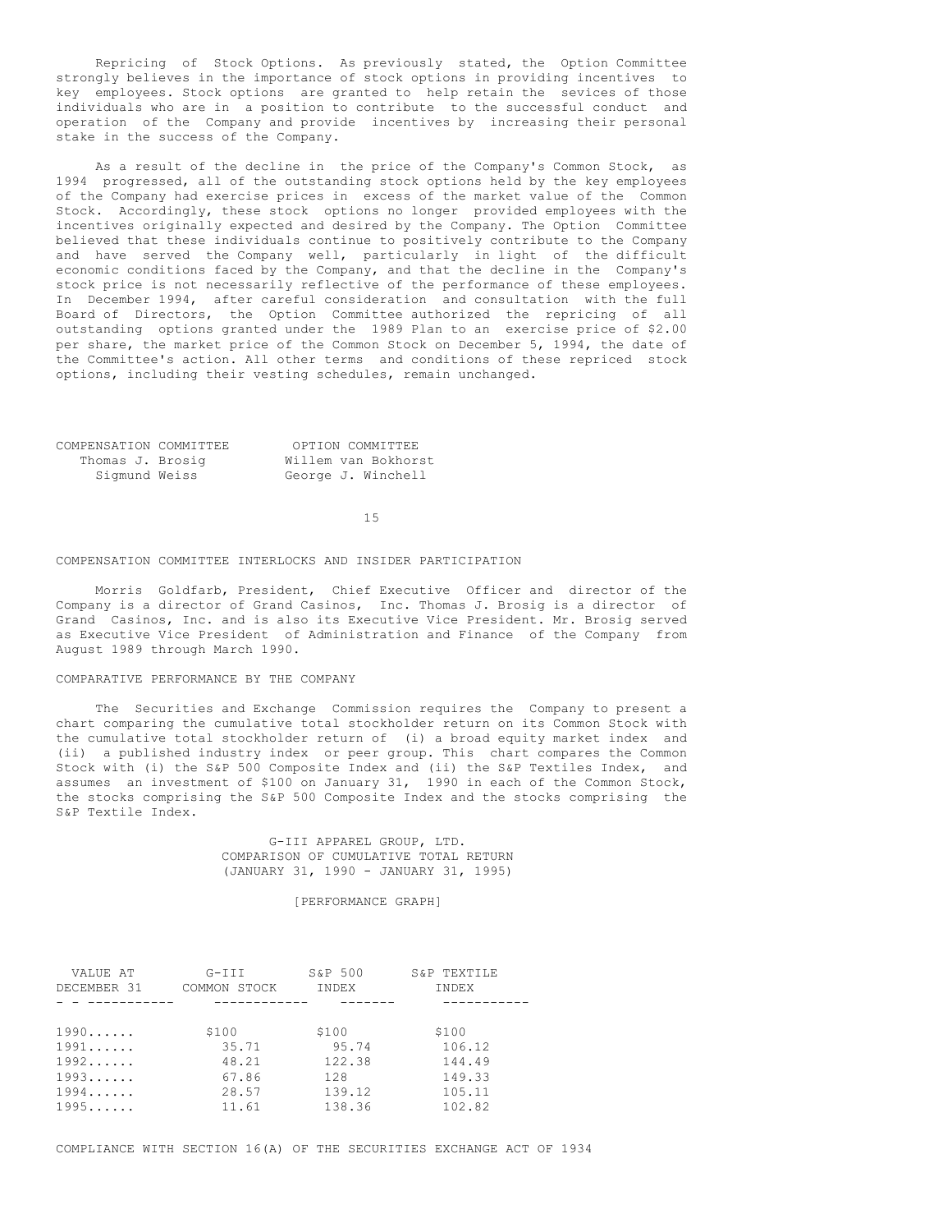Repricing of Stock Options. As previously stated, the Option Committee strongly believes in the importance of stock options in providing incentives to key employees. Stock options are granted to help retain the sevices of those individuals who are in a position to contribute to the successful conduct and operation of the Company and provide incentives by increasing their personal stake in the success of the Company.

As a result of the decline in the price of the Company's Common Stock, as 1994 progressed, all of the outstanding stock options held by the key employees of the Company had exercise prices in excess of the market value of the Common Stock. Accordingly, these stock options no longer provided employees with the incentives originally expected and desired by the Company. The Option Committee believed that these individuals continue to positively contribute to the Company and have served the Company well, particularly in light of the difficult economic conditions faced by the Company, and that the decline in the Company's stock price is not necessarily reflective of the performance of these employees. In December 1994, after careful consideration and consultation with the full Board of Directors, the Option Committee authorized the repricing of all outstanding options granted under the 1989 Plan to an exercise price of $2.00 per share, the market price of the Common Stock on December 5, 1994, the date of the Committee's action. All other terms and conditions of these repriced stock options, including their vesting schedules, remain unchanged.

| COMPENSATION COMMITTEE | OPTION COMMITTEE |
|---|---|
| Thomas J. Brosig | Willem van Bokhorst |
| Sigmund Weiss | George J. Winchell |

## COMPENSATION COMMITTEE INTERLOCKS AND INSIDER PARTICIPATION

Morris Goldfarb, President, Chief Executive Officer and director of the Company is a director of Grand Casinos, Inc. Thomas J. Brosig is a director of Grand Casinos, Inc. and is also its Executive Vice President. Mr. Brosig served as Executive Vice President of Administration and Finance of the Company from August 1989 through March 1990.

## COMPARATIVE PERFORMANCE BY THE COMPANY

The Securities and Exchange Commission requires the Company to present a chart comparing the cumulative total stockholder return on its Common Stock with the cumulative total stockholder return of (i) a broad equity market index and (ii) a published industry index or peer group. This chart compares the Common Stock with (i) the S&P 500 Composite Index and (ii) the S&P Textiles Index, and assumes an investment of $100 on January 31, 1990 in each of the Common Stock, the stocks comprising the S&P 500 Composite Index and the stocks comprising the S&P Textile Index.

G-III APPAREL GROUP, LTD.
COMPARISON OF CUMULATIVE TOTAL RETURN
(JANUARY 31, 1990 - JANUARY 31, 1995)

[PERFORMANCE GRAPH]

| VALUE AT DECEMBER 31 | G-III COMMON STOCK | S&P 500 INDEX | S&P TEXTILE INDEX |
|---|---|---|---|
| 1990...... | $100 | $100 | $100 |
| 1991...... | 35.71 | 95.74 | 106.12 |
| 1992...... | 48.21 | 122.38 | 144.49 |
| 1993...... | 67.86 | 128 | 149.33 |
| 1994...... | 28.57 | 139.12 | 105.11 |
| 1995...... | 11.61 | 138.36 | 102.82 |

## COMPLIANCE WITH SECTION 16(A) OF THE SECURITIES EXCHANGE ACT OF 1934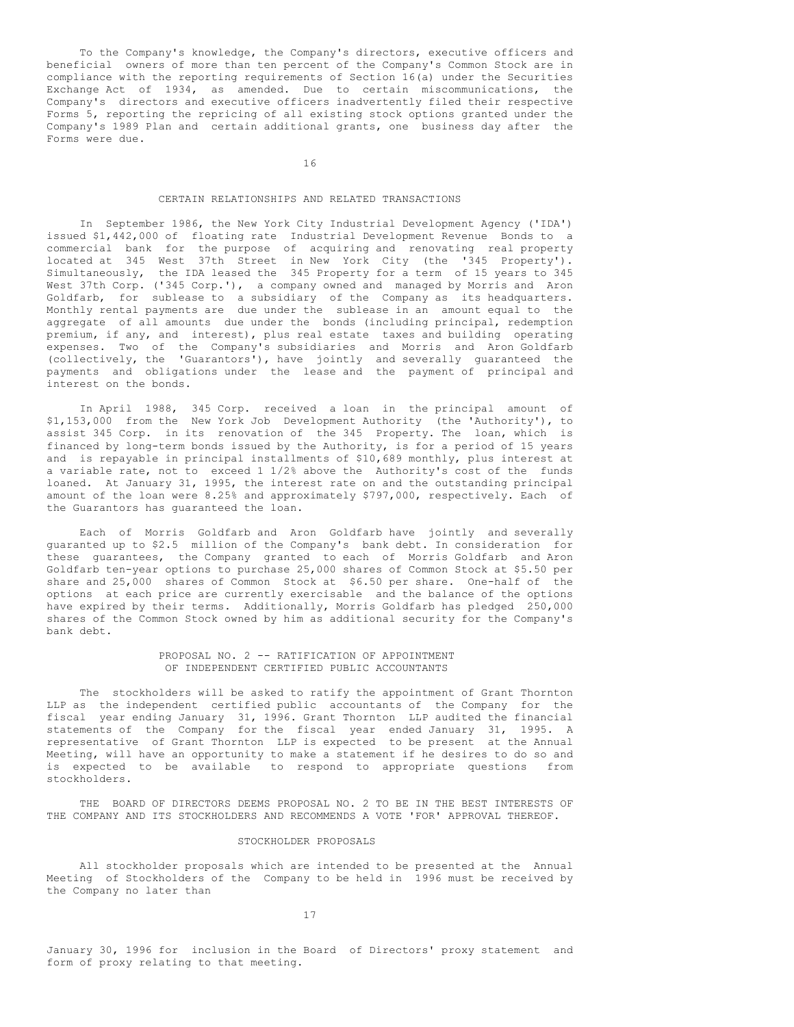To the Company's knowledge, the Company's directors, executive officers and beneficial owners of more than ten percent of the Company's Common Stock are in compliance with the reporting requirements of Section 16(a) under the Securities Exchange Act of 1934, as amended. Due to certain miscommunications, the Company's directors and executive officers inadvertently filed their respective Forms 5, reporting the repricing of all existing stock options granted under the Company's 1989 Plan and certain additional grants, one business day after the Forms were due.

## CERTAIN RELATIONSHIPS AND RELATED TRANSACTIONS

In September 1986, the New York City Industrial Development Agency ('IDA') issued $1,442,000 of floating rate Industrial Development Revenue Bonds to a commercial bank for the purpose of acquiring and renovating real property located at 345 West 37th Street in New York City (the '345 Property'). Simultaneously, the IDA leased the 345 Property for a term of 15 years to 345 West 37th Corp. ('345 Corp.'), a company owned and managed by Morris and Aron Goldfarb, for sublease to a subsidiary of the Company as its headquarters. Monthly rental payments are due under the sublease in an amount equal to the aggregate of all amounts due under the bonds (including principal, redemption premium, if any, and interest), plus real estate taxes and building operating expenses. Two of the Company's subsidiaries and Morris and Aron Goldfarb (collectively, the 'Guarantors'), have jointly and severally guaranteed the payments and obligations under the lease and the payment of principal and interest on the bonds.

In April 1988, 345 Corp. received a loan in the principal amount of $1,153,000 from the New York Job Development Authority (the 'Authority'), to assist 345 Corp. in its renovation of the 345 Property. The loan, which is financed by long-term bonds issued by the Authority, is for a period of 15 years and is repayable in principal installments of $10,689 monthly, plus interest at a variable rate, not to exceed 1 1/2% above the Authority's cost of the funds loaned. At January 31, 1995, the interest rate on and the outstanding principal amount of the loan were 8.25% and approximately $797,000, respectively. Each of the Guarantors has guaranteed the loan.

Each of Morris Goldfarb and Aron Goldfarb have jointly and severally guaranted up to $2.5 million of the Company's bank debt. In consideration for these guarantees, the Company granted to each of Morris Goldfarb and Aron Goldfarb ten-year options to purchase 25,000 shares of Common Stock at $5.50 per share and 25,000 shares of Common Stock at $6.50 per share. One-half of the options at each price are currently exercisable and the balance of the options have expired by their terms. Additionally, Morris Goldfarb has pledged 250,000 shares of the Common Stock owned by him as additional security for the Company's bank debt.

## PROPOSAL NO. 2 -- RATIFICATION OF APPOINTMENT OF INDEPENDENT CERTIFIED PUBLIC ACCOUNTANTS

The stockholders will be asked to ratify the appointment of Grant Thornton LLP as the independent certified public accountants of the Company for the fiscal year ending January 31, 1996. Grant Thornton LLP audited the financial statements of the Company for the fiscal year ended January 31, 1995. A representative of Grant Thornton LLP is expected to be present at the Annual Meeting, will have an opportunity to make a statement if he desires to do so and is expected to be available to respond to appropriate questions from stockholders.

THE BOARD OF DIRECTORS DEEMS PROPOSAL NO. 2 TO BE IN THE BEST INTERESTS OF THE COMPANY AND ITS STOCKHOLDERS AND RECOMMENDS A VOTE 'FOR' APPROVAL THEREOF.

## STOCKHOLDER PROPOSALS

All stockholder proposals which are intended to be presented at the Annual Meeting of Stockholders of the Company to be held in 1996 must be received by the Company no later than January 30, 1996 for inclusion in the Board of Directors' proxy statement and form of proxy relating to that meeting.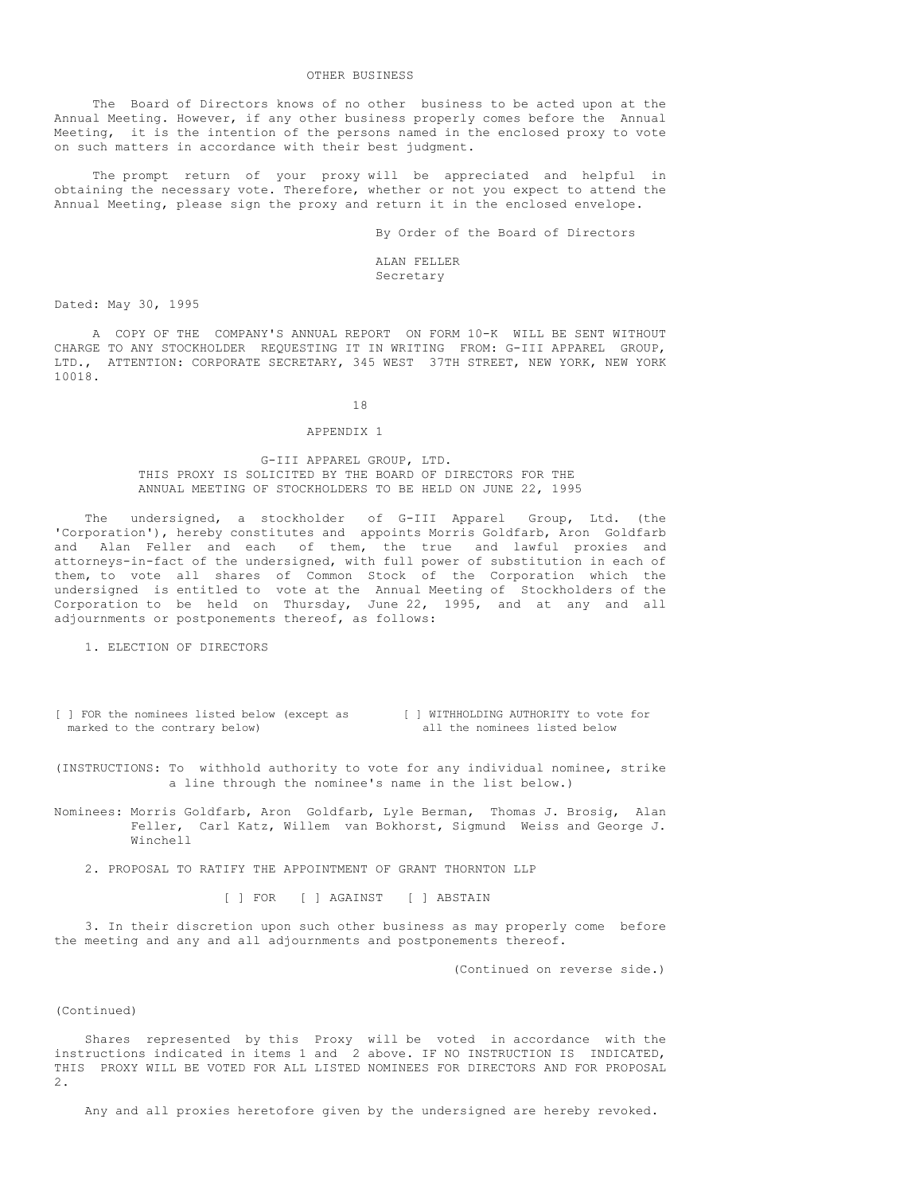## OTHER BUSINESS

The Board of Directors knows of no other business to be acted upon at the Annual Meeting. However, if any other business properly comes before the Annual Meeting, it is the intention of the persons named in the enclosed proxy to vote on such matters in accordance with their best judgment.

The prompt return of your proxy will be appreciated and helpful in obtaining the necessary vote. Therefore, whether or not you expect to attend the Annual Meeting, please sign the proxy and return it in the enclosed envelope.

By Order of the Board of Directors

ALAN FELLER
Secretary

Dated: May 30, 1995

A COPY OF THE COMPANY'S ANNUAL REPORT ON FORM 10-K WILL BE SENT WITHOUT CHARGE TO ANY STOCKHOLDER REQUESTING IT IN WRITING FROM: G-III APPAREL GROUP, LTD., ATTENTION: CORPORATE SECRETARY, 345 WEST 37TH STREET, NEW YORK, NEW YORK 10018.

## APPENDIX 1

### G-III APPAREL GROUP, LTD.
### THIS PROXY IS SOLICITED BY THE BOARD OF DIRECTORS FOR THE ANNUAL MEETING OF STOCKHOLDERS TO BE HELD ON JUNE 22, 1995

The undersigned, a stockholder of G-III Apparel Group, Ltd. (the 'Corporation'), hereby constitutes and appoints Morris Goldfarb, Aron Goldfarb and Alan Feller and each of them, the true and lawful proxies and attorneys-in-fact of the undersigned, with full power of substitution in each of them, to vote all shares of Common Stock of the Corporation which the undersigned is entitled to vote at the Annual Meeting of Stockholders of the Corporation to be held on Thursday, June 22, 1995, and at any and all adjournments or postponements thereof, as follows:

1. ELECTION OF DIRECTORS

[ ] FOR the nominees listed below (except as marked to the contrary below)    [ ] WITHHOLDING AUTHORITY to vote for all the nominees listed below

(INSTRUCTIONS: To withhold authority to vote for any individual nominee, strike a line through the nominee's name in the list below.)

Nominees: Morris Goldfarb, Aron Goldfarb, Lyle Berman, Thomas J. Brosig, Alan Feller, Carl Katz, Willem van Bokhorst, Sigmund Weiss and George J. Winchell

2. PROPOSAL TO RATIFY THE APPOINTMENT OF GRANT THORNTON LLP

[ ] FOR [ ] AGAINST [ ] ABSTAIN

3. In their discretion upon such other business as may properly come before the meeting and any and all adjournments and postponements thereof.

(Continued on reverse side.)

(Continued)

Shares represented by this Proxy will be voted in accordance with the instructions indicated in items 1 and 2 above. IF NO INSTRUCTION IS INDICATED, THIS PROXY WILL BE VOTED FOR ALL LISTED NOMINEES FOR DIRECTORS AND FOR PROPOSAL 2.

Any and all proxies heretofore given by the undersigned are hereby revoked.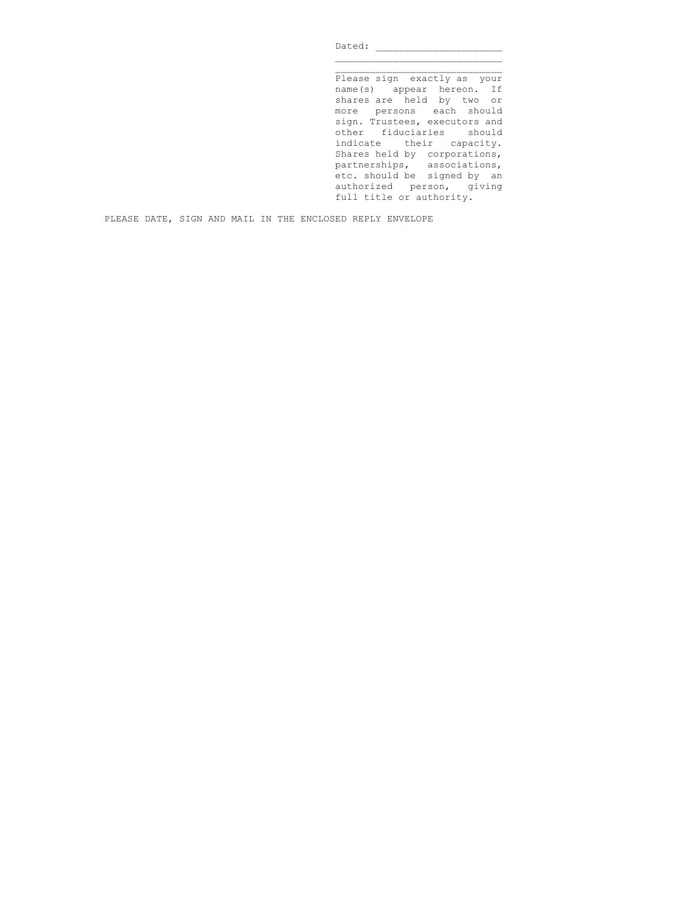Dated: _____________________

___________________________

___________________________

Please sign exactly as your name(s) appear hereon. If shares are held by two or more persons each should sign. Trustees, executors and other fiduciaries should indicate their capacity. Shares held by corporations, partnerships, associations, etc. should be signed by an authorized person, giving full title or authority.

PLEASE DATE, SIGN AND MAIL IN THE ENCLOSED REPLY ENVELOPE